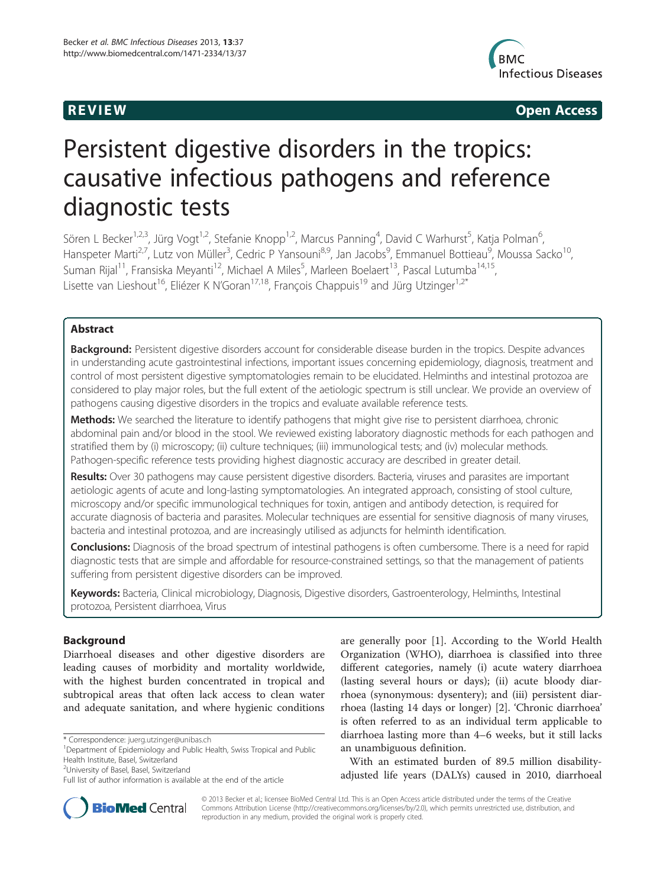**REVIEW** **Open Access**

# Persistent digestive disorders in the tropics: causative infectious pathogens and reference diagnostic tests

Sören L Becker[1,2,3], Jürg Vogt[1,2], Stefanie Knopp[1,2], Marcus Panning[4], David C Warhurst[5], Katja Polman[6], Hanspeter Marti[2,7], Lutz von Müller[3], Cedric P Yansouni[8,9], Jan Jacobs[9], Emmanuel Bottieau[9], Moussa Sacko[10], Suman Rijal[11], Fransiska Meyanti[12], Michael A Miles[5], Marleen Boelaert[13], Pascal Lutumba[14,15], Lisette van Lieshout[16], Eliézer K N'Goran[17,18], François Chappuis[19] and Jürg Utzinger[1,2*]

## Abstract

**Background:** Persistent digestive disorders account for considerable disease burden in the tropics. Despite advances in understanding acute gastrointestinal infections, important issues concerning epidemiology, diagnosis, treatment and control of most persistent digestive symptomatologies remain to be elucidated. Helminths and intestinal protozoa are considered to play major roles, but the full extent of the aetiologic spectrum is still unclear. We provide an overview of pathogens causing digestive disorders in the tropics and evaluate available reference tests.

**Methods:** We searched the literature to identify pathogens that might give rise to persistent diarrhoea, chronic abdominal pain and/or blood in the stool. We reviewed existing laboratory diagnostic methods for each pathogen and stratified them by (i) microscopy; (ii) culture techniques; (iii) immunological tests; and (iv) molecular methods. Pathogen-specific reference tests providing highest diagnostic accuracy are described in greater detail.

**Results:** Over 30 pathogens may cause persistent digestive disorders. Bacteria, viruses and parasites are important aetiologic agents of acute and long-lasting symptomatologies. An integrated approach, consisting of stool culture, microscopy and/or specific immunological techniques for toxin, antigen and antibody detection, is required for accurate diagnosis of bacteria and parasites. Molecular techniques are essential for sensitive diagnosis of many viruses, bacteria and intestinal protozoa, and are increasingly utilised as adjuncts for helminth identification.

**Conclusions:** Diagnosis of the broad spectrum of intestinal pathogens is often cumbersome. There is a need for rapid diagnostic tests that are simple and affordable for resource-constrained settings, so that the management of patients suffering from persistent digestive disorders can be improved.

**Keywords:** Bacteria, Clinical microbiology, Diagnosis, Digestive disorders, Gastroenterology, Helminths, Intestinal protozoa, Persistent diarrhoea, Virus

## Background

Diarrhoeal diseases and other digestive disorders are leading causes of morbidity and mortality worldwide, with the highest burden concentrated in tropical and subtropical areas that often lack access to clean water and adequate sanitation, and where hygienic conditions are generally poor [1]. According to the World Health Organization (WHO), diarrhoea is classified into three different categories, namely (i) acute watery diarrhoea (lasting several hours or days); (ii) acute bloody diarrhoea (synonymous: dysentery); and (iii) persistent diarrhoea (lasting 14 days or longer) [2]. 'Chronic diarrhoea' is often referred to as an individual term applicable to diarrhoea lasting more than 4–6 weeks, but it still lacks an unambiguous definition.

With an estimated burden of 89.5 million disability-adjusted life years (DALYs) caused in 2010, diarrhoeal

\* Correspondence: juerg.utzinger@unibas.ch
[1]Department of Epidemiology and Public Health, Swiss Tropical and Public Health Institute, Basel, Switzerland
[2]University of Basel, Basel, Switzerland
Full list of author information is available at the end of the article

© 2013 Becker et al.; licensee BioMed Central Ltd. This is an Open Access article distributed under the terms of the Creative Commons Attribution License (http://creativecommons.org/licenses/by/2.0), which permits unrestricted use, distribution, and reproduction in any medium, provided the original work is properly cited.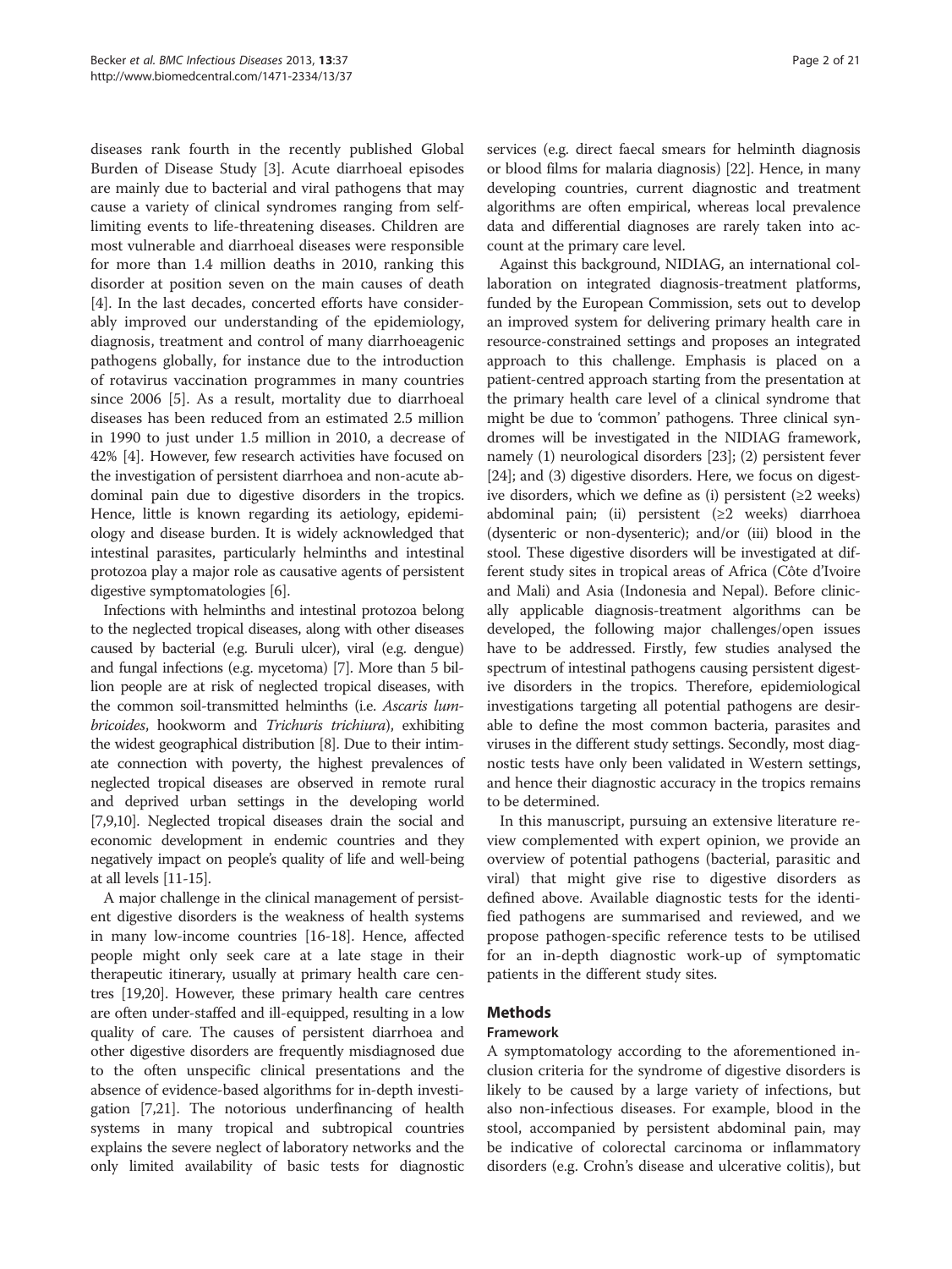diseases rank fourth in the recently published Global Burden of Disease Study [3]. Acute diarrhoeal episodes are mainly due to bacterial and viral pathogens that may cause a variety of clinical syndromes ranging from self-limiting events to life-threatening diseases. Children are most vulnerable and diarrhoeal diseases were responsible for more than 1.4 million deaths in 2010, ranking this disorder at position seven on the main causes of death [4]. In the last decades, concerted efforts have considerably improved our understanding of the epidemiology, diagnosis, treatment and control of many diarrhoeagenic pathogens globally, for instance due to the introduction of rotavirus vaccination programmes in many countries since 2006 [5]. As a result, mortality due to diarrhoeal diseases has been reduced from an estimated 2.5 million in 1990 to just under 1.5 million in 2010, a decrease of 42% [4]. However, few research activities have focused on the investigation of persistent diarrhoea and non-acute abdominal pain due to digestive disorders in the tropics. Hence, little is known regarding its aetiology, epidemiology and disease burden. It is widely acknowledged that intestinal parasites, particularly helminths and intestinal protozoa play a major role as causative agents of persistent digestive symptomatologies [6].

Infections with helminths and intestinal protozoa belong to the neglected tropical diseases, along with other diseases caused by bacterial (e.g. Buruli ulcer), viral (e.g. dengue) and fungal infections (e.g. mycetoma) [7]. More than 5 billion people are at risk of neglected tropical diseases, with the common soil-transmitted helminths (i.e. *Ascaris lumbricoides*, hookworm and *Trichuris trichiura*), exhibiting the widest geographical distribution [8]. Due to their intimate connection with poverty, the highest prevalences of neglected tropical diseases are observed in remote rural and deprived urban settings in the developing world [7,9,10]. Neglected tropical diseases drain the social and economic development in endemic countries and they negatively impact on people's quality of life and well-being at all levels [11-15].

A major challenge in the clinical management of persistent digestive disorders is the weakness of health systems in many low-income countries [16-18]. Hence, affected people might only seek care at a late stage in their therapeutic itinerary, usually at primary health care centres [19,20]. However, these primary health care centres are often under-staffed and ill-equipped, resulting in a low quality of care. The causes of persistent diarrhoea and other digestive disorders are frequently misdiagnosed due to the often unspecific clinical presentations and the absence of evidence-based algorithms for in-depth investigation [7,21]. The notorious underfinancing of health systems in many tropical and subtropical countries explains the severe neglect of laboratory networks and the only limited availability of basic tests for diagnostic services (e.g. direct faecal smears for helminth diagnosis or blood films for malaria diagnosis) [22]. Hence, in many developing countries, current diagnostic and treatment algorithms are often empirical, whereas local prevalence data and differential diagnoses are rarely taken into account at the primary care level.

Against this background, NIDIAG, an international collaboration on integrated diagnosis-treatment platforms, funded by the European Commission, sets out to develop an improved system for delivering primary health care in resource-constrained settings and proposes an integrated approach to this challenge. Emphasis is placed on a patient-centred approach starting from the presentation at the primary health care level of a clinical syndrome that might be due to 'common' pathogens. Three clinical syndromes will be investigated in the NIDIAG framework, namely (1) neurological disorders [23]; (2) persistent fever [24]; and (3) digestive disorders. Here, we focus on digestive disorders, which we define as (i) persistent (≥2 weeks) abdominal pain; (ii) persistent (≥2 weeks) diarrhoea (dysenteric or non-dysenteric); and/or (iii) blood in the stool. These digestive disorders will be investigated at different study sites in tropical areas of Africa (Côte d'Ivoire and Mali) and Asia (Indonesia and Nepal). Before clinically applicable diagnosis-treatment algorithms can be developed, the following major challenges/open issues have to be addressed. Firstly, few studies analysed the spectrum of intestinal pathogens causing persistent digestive disorders in the tropics. Therefore, epidemiological investigations targeting all potential pathogens are desirable to define the most common bacteria, parasites and viruses in the different study settings. Secondly, most diagnostic tests have only been validated in Western settings, and hence their diagnostic accuracy in the tropics remains to be determined.

In this manuscript, pursuing an extensive literature review complemented with expert opinion, we provide an overview of potential pathogens (bacterial, parasitic and viral) that might give rise to digestive disorders as defined above. Available diagnostic tests for the identified pathogens are summarised and reviewed, and we propose pathogen-specific reference tests to be utilised for an in-depth diagnostic work-up of symptomatic patients in the different study sites.

## Methods

### Framework

A symptomatology according to the aforementioned inclusion criteria for the syndrome of digestive disorders is likely to be caused by a large variety of infections, but also non-infectious diseases. For example, blood in the stool, accompanied by persistent abdominal pain, may be indicative of colorectal carcinoma or inflammatory disorders (e.g. Crohn's disease and ulcerative colitis), but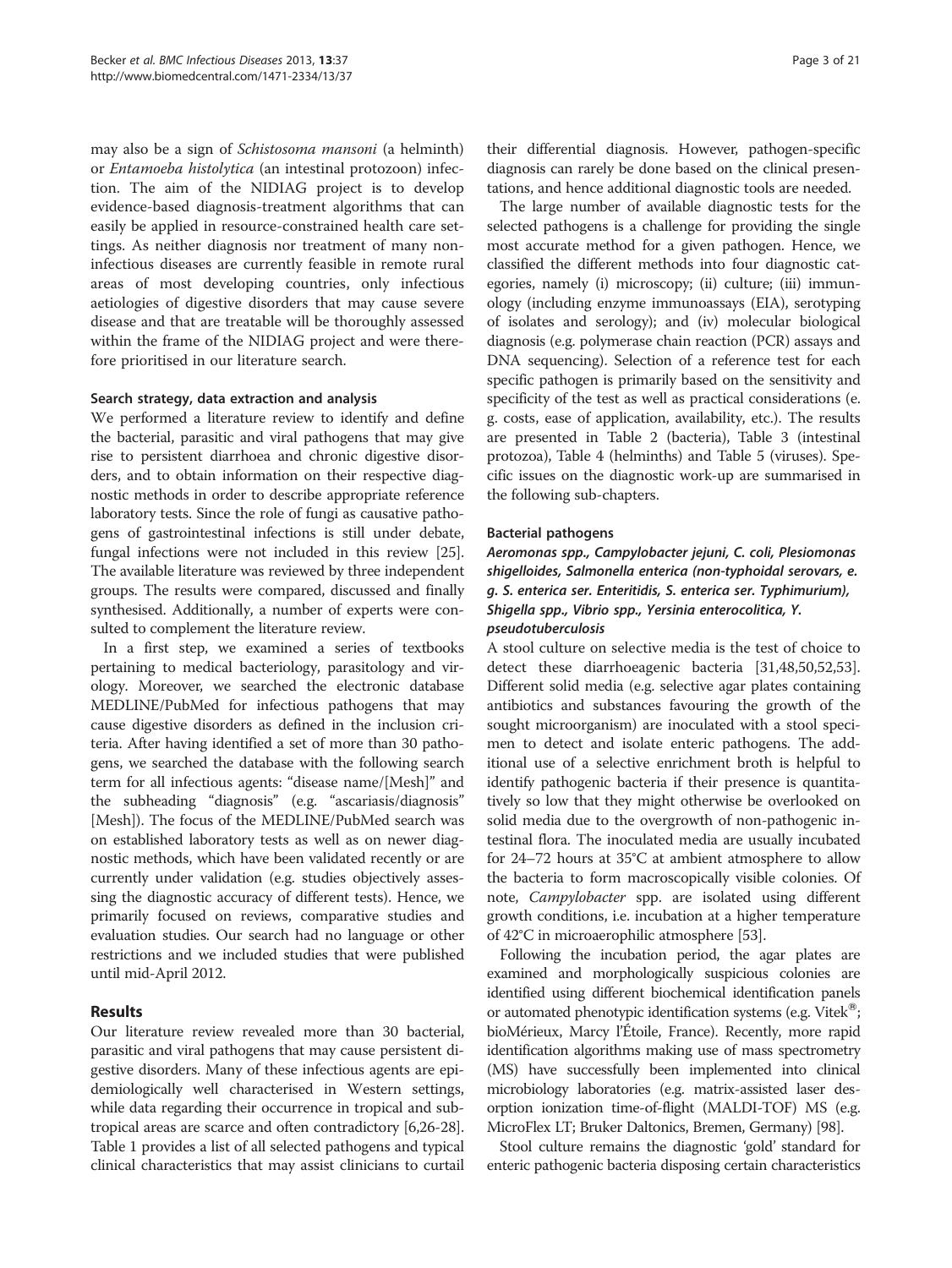may also be a sign of *Schistosoma mansoni* (a helminth) or *Entamoeba histolytica* (an intestinal protozoon) infection. The aim of the NIDIAG project is to develop evidence-based diagnosis-treatment algorithms that can easily be applied in resource-constrained health care settings. As neither diagnosis nor treatment of many non-infectious diseases are currently feasible in remote rural areas of most developing countries, only infectious aetiologies of digestive disorders that may cause severe disease and that are treatable will be thoroughly assessed within the frame of the NIDIAG project and were therefore prioritised in our literature search.

### Search strategy, data extraction and analysis

We performed a literature review to identify and define the bacterial, parasitic and viral pathogens that may give rise to persistent diarrhoea and chronic digestive disorders, and to obtain information on their respective diagnostic methods in order to describe appropriate reference laboratory tests. Since the role of fungi as causative pathogens of gastrointestinal infections is still under debate, fungal infections were not included in this review [25]. The available literature was reviewed by three independent groups. The results were compared, discussed and finally synthesised. Additionally, a number of experts were consulted to complement the literature review.

In a first step, we examined a series of textbooks pertaining to medical bacteriology, parasitology and virology. Moreover, we searched the electronic database MEDLINE/PubMed for infectious pathogens that may cause digestive disorders as defined in the inclusion criteria. After having identified a set of more than 30 pathogens, we searched the database with the following search term for all infectious agents: "disease name/[Mesh]" and the subheading "diagnosis" (e.g. "ascariasis/diagnosis" [Mesh]). The focus of the MEDLINE/PubMed search was on established laboratory tests as well as on newer diagnostic methods, which have been validated recently or are currently under validation (e.g. studies objectively assessing the diagnostic accuracy of different tests). Hence, we primarily focused on reviews, comparative studies and evaluation studies. Our search had no language or other restrictions and we included studies that were published until mid-April 2012.

## Results

Our literature review revealed more than 30 bacterial, parasitic and viral pathogens that may cause persistent digestive disorders. Many of these infectious agents are epidemiologically well characterised in Western settings, while data regarding their occurrence in tropical and subtropical areas are scarce and often contradictory [6,26-28]. Table 1 provides a list of all selected pathogens and typical clinical characteristics that may assist clinicians to curtail their differential diagnosis. However, pathogen-specific diagnosis can rarely be done based on the clinical presentations, and hence additional diagnostic tools are needed.

The large number of available diagnostic tests for the selected pathogens is a challenge for providing the single most accurate method for a given pathogen. Hence, we classified the different methods into four diagnostic categories, namely (i) microscopy; (ii) culture; (iii) immunology (including enzyme immunoassays (EIA), serotyping of isolates and serology); and (iv) molecular biological diagnosis (e.g. polymerase chain reaction (PCR) assays and DNA sequencing). Selection of a reference test for each specific pathogen is primarily based on the sensitivity and specificity of the test as well as practical considerations (e.g. costs, ease of application, availability, etc.). The results are presented in Table 2 (bacteria), Table 3 (intestinal protozoa), Table 4 (helminths) and Table 5 (viruses). Specific issues on the diagnostic work-up are summarised in the following sub-chapters.

### Bacterial pathogens

#### *Aeromonas spp., Campylobacter jejuni, C. coli, Plesiomonas shigelloides, Salmonella enterica (non-typhoidal serovars, e.g. S. enterica ser. Enteritidis, S. enterica ser. Typhimurium), Shigella spp., Vibrio spp., Yersinia enterocolitica, Y. pseudotuberculosis*

A stool culture on selective media is the test of choice to detect these diarrhoeagenic bacteria [31,48,50,52,53]. Different solid media (e.g. selective agar plates containing antibiotics and substances favouring the growth of the sought microorganism) are inoculated with a stool specimen to detect and isolate enteric pathogens. The additional use of a selective enrichment broth is helpful to identify pathogenic bacteria if their presence is quantitatively so low that they might otherwise be overlooked on solid media due to the overgrowth of non-pathogenic intestinal flora. The inoculated media are usually incubated for 24–72 hours at 35°C at ambient atmosphere to allow the bacteria to form macroscopically visible colonies. Of note, *Campylobacter* spp. are isolated using different growth conditions, i.e. incubation at a higher temperature of 42°C in microaerophilic atmosphere [53].

Following the incubation period, the agar plates are examined and morphologically suspicious colonies are identified using different biochemical identification panels or automated phenotypic identification systems (e.g. Vitek®; bioMérieux, Marcy l'Étoile, France). Recently, more rapid identification algorithms making use of mass spectrometry (MS) have successfully been implemented into clinical microbiology laboratories (e.g. matrix-assisted laser desorption ionization time-of-flight (MALDI-TOF) MS (e.g. MicroFlex LT; Bruker Daltonics, Bremen, Germany) [98].

Stool culture remains the diagnostic 'gold' standard for enteric pathogenic bacteria disposing certain characteristics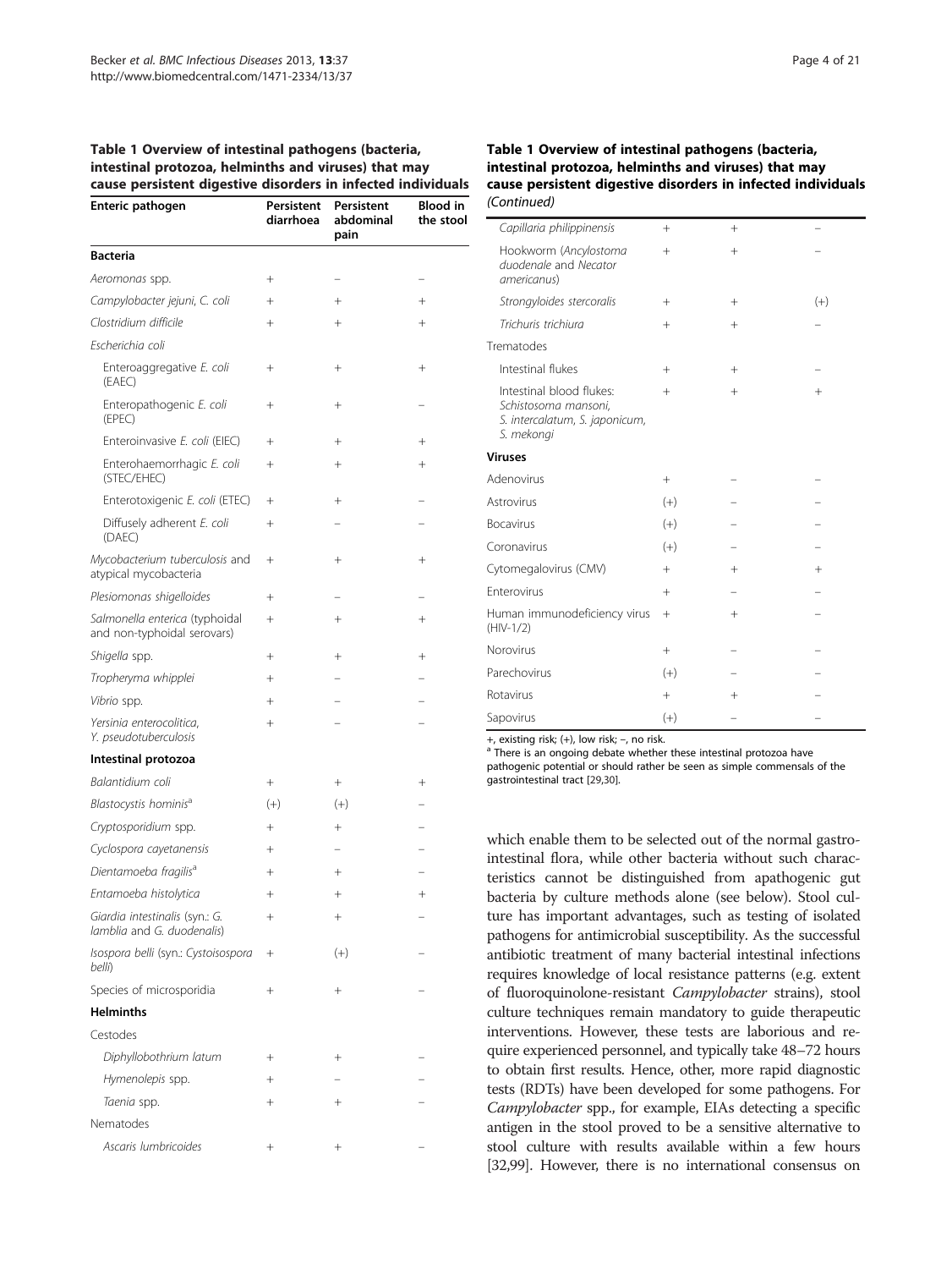**Table 1 Overview of intestinal pathogens (bacteria, intestinal protozoa, helminths and viruses) that may cause persistent digestive disorders in infected individuals**

| Enteric pathogen | Persistent diarrhoea | Persistent abdominal pain | Blood in the stool |
|---|---|---|---|
| **Bacteria** | | | |
| *Aeromonas* spp. | + | – | – |
| *Campylobacter jejuni*, *C. coli* | + | + | + |
| *Clostridium difficile* | + | + | + |
| *Escherichia coli* | | | |
| Enteroaggregative *E. coli* (EAEC) | + | + | + |
| Enteropathogenic *E. coli* (EPEC) | + | + | – |
| Enteroinvasive *E. coli* (EIEC) | + | + | + |
| Enterohaemorrhagic *E. coli* (STEC/EHEC) | + | + | + |
| Enterotoxigenic *E. coli* (ETEC) | + | + | – |
| Diffusely adherent *E. coli* (DAEC) | + | – | – |
| *Mycobacterium tuberculosis* and atypical mycobacteria | + | + | + |
| *Plesiomonas shigelloides* | + | – | – |
| *Salmonella enterica* (typhoidal and non-typhoidal serovars) | + | + | + |
| *Shigella* spp. | + | + | + |
| *Tropheryma whipplei* | + | – | – |
| *Vibrio* spp. | + | – | – |
| *Yersinia enterocolitica*, *Y. pseudotuberculosis* | + | – | – |
| **Intestinal protozoa** | | | |
| *Balantidium coli* | + | + | + |
| *Blastocystis hominis*[a] | (+) | (+) | – |
| *Cryptosporidium* spp. | + | + | – |
| *Cyclospora cayetanensis* | + | – | – |
| *Dientamoeba fragilis*[a] | + | + | – |
| *Entamoeba histolytica* | + | + | + |
| *Giardia intestinalis* (syn.: *G. lamblia* and *G. duodenalis*) | + | + | – |
| *Isospora belli* (syn.: *Cystoisospora belli*) | + | (+) | – |
| Species of microsporidia | + | + | – |
| **Helminths** | | | |
| Cestodes | | | |
| *Diphyllobothrium latum* | + | + | – |
| *Hymenolepis* spp. | + | – | – |
| *Taenia* spp. | + | + | – |
| Nematodes | | | |
| *Ascaris lumbricoides* | + | + | – |
| *Capillaria philippinensis* | + | + | – |
| Hookworm (*Ancylostoma duodenale* and *Necator americanus*) | + | + | – |
| *Strongyloides stercoralis* | + | + | (+) |
| *Trichuris trichiura* | + | + | – |
| Trematodes | | | |
| Intestinal flukes | + | + | – |
| Intestinal blood flukes: *Schistosoma mansoni*, *S. intercalatum*, *S. japonicum*, *S. mekongi* | + | + | + |
| **Viruses** | | | |
| Adenovirus | + | – | – |
| Astrovirus | (+) | – | – |
| Bocavirus | (+) | – | – |
| Coronavirus | (+) | – | – |
| Cytomegalovirus (CMV) | + | + | + |
| Enterovirus | + | – | – |
| Human immunodeficiency virus (HIV-1/2) | + | + | – |
| Norovirus | + | – | – |
| Parechovirus | (+) | – | – |
| Rotavirus | + | + | – |
| Sapovirus | (+) | – | – |

+, existing risk; (+), low risk; –, no risk.

[a] There is an ongoing debate whether these intestinal protozoa have pathogenic potential or should rather be seen as simple commensals of the gastrointestinal tract [29,30].

which enable them to be selected out of the normal gastrointestinal flora, while other bacteria without such characteristics cannot be distinguished from apathogenic gut bacteria by culture methods alone (see below). Stool culture has important advantages, such as testing of isolated pathogens for antimicrobial susceptibility. As the successful antibiotic treatment of many bacterial intestinal infections requires knowledge of local resistance patterns (e.g. extent of fluoroquinolone-resistant *Campylobacter* strains), stool culture techniques remain mandatory to guide therapeutic interventions. However, these tests are laborious and require experienced personnel, and typically take 48–72 hours to obtain first results. Hence, other, more rapid diagnostic tests (RDTs) have been developed for some pathogens. For *Campylobacter* spp., for example, EIAs detecting a specific antigen in the stool proved to be a sensitive alternative to stool culture with results available within a few hours [32,99]. However, there is no international consensus on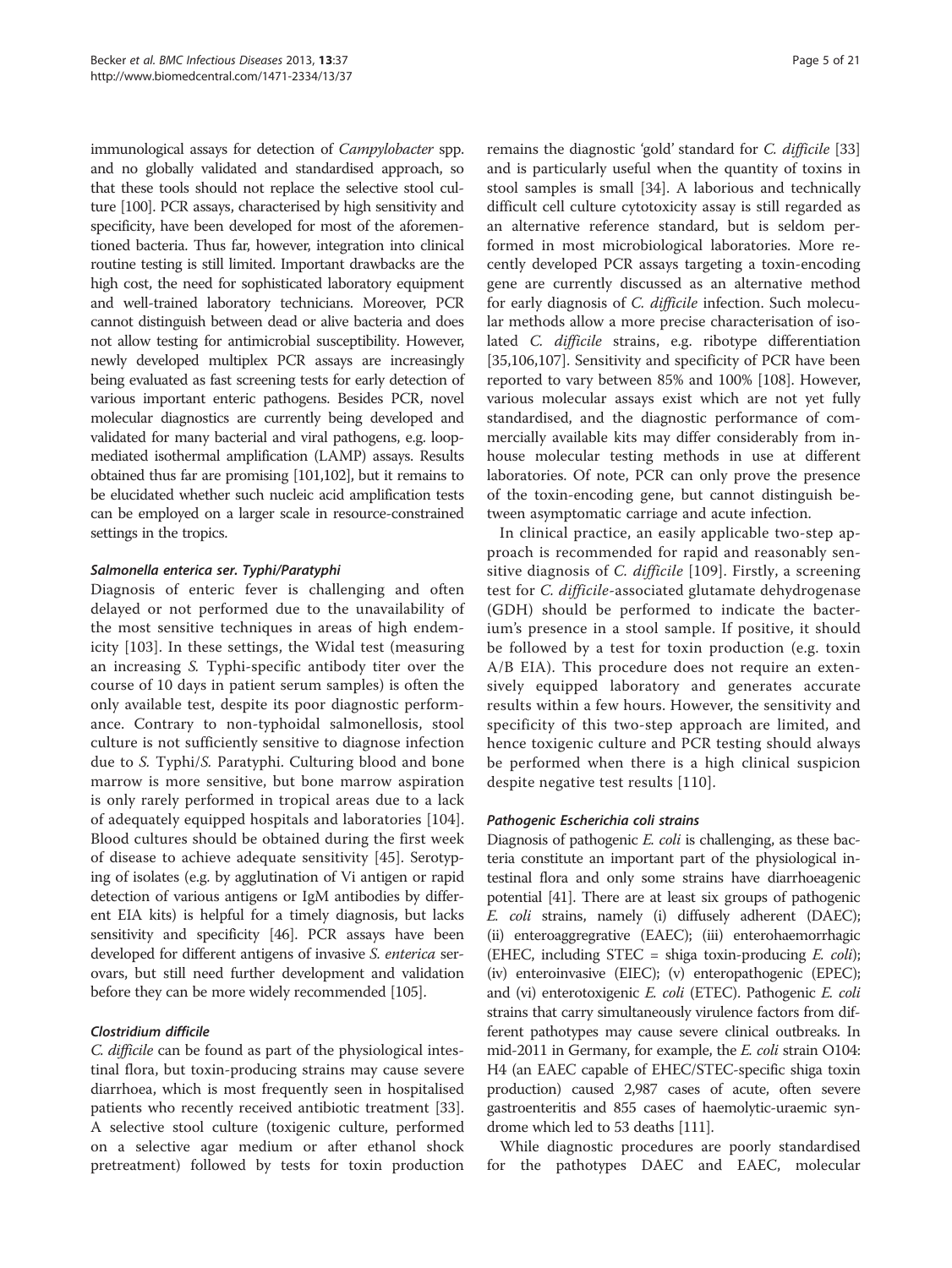immunological assays for detection of *Campylobacter* spp. and no globally validated and standardised approach, so that these tools should not replace the selective stool culture [100]. PCR assays, characterised by high sensitivity and specificity, have been developed for most of the aforementioned bacteria. Thus far, however, integration into clinical routine testing is still limited. Important drawbacks are the high cost, the need for sophisticated laboratory equipment and well-trained laboratory technicians. Moreover, PCR cannot distinguish between dead or alive bacteria and does not allow testing for antimicrobial susceptibility. However, newly developed multiplex PCR assays are increasingly being evaluated as fast screening tests for early detection of various important enteric pathogens. Besides PCR, novel molecular diagnostics are currently being developed and validated for many bacterial and viral pathogens, e.g. loop-mediated isothermal amplification (LAMP) assays. Results obtained thus far are promising [101,102], but it remains to be elucidated whether such nucleic acid amplification tests can be employed on a larger scale in resource-constrained settings in the tropics.

#### *Salmonella enterica ser. Typhi/Paratyphi*

Diagnosis of enteric fever is challenging and often delayed or not performed due to the unavailability of the most sensitive techniques in areas of high endemicity [103]. In these settings, the Widal test (measuring an increasing *S.* Typhi-specific antibody titer over the course of 10 days in patient serum samples) is often the only available test, despite its poor diagnostic performance. Contrary to non-typhoidal salmonellosis, stool culture is not sufficiently sensitive to diagnose infection due to *S.* Typhi/*S.* Paratyphi. Culturing blood and bone marrow is more sensitive, but bone marrow aspiration is only rarely performed in tropical areas due to a lack of adequately equipped hospitals and laboratories [104]. Blood cultures should be obtained during the first week of disease to achieve adequate sensitivity [45]. Serotyping of isolates (e.g. by agglutination of Vi antigen or rapid detection of various antigens or IgM antibodies by different EIA kits) is helpful for a timely diagnosis, but lacks sensitivity and specificity [46]. PCR assays have been developed for different antigens of invasive *S. enterica* serovars, but still need further development and validation before they can be more widely recommended [105].

#### *Clostridium difficile*

*C. difficile* can be found as part of the physiological intestinal flora, but toxin-producing strains may cause severe diarrhoea, which is most frequently seen in hospitalised patients who recently received antibiotic treatment [33]. A selective stool culture (toxigenic culture, performed on a selective agar medium or after ethanol shock pretreatment) followed by tests for toxin production remains the diagnostic 'gold' standard for *C. difficile* [33] and is particularly useful when the quantity of toxins in stool samples is small [34]. A laborious and technically difficult cell culture cytotoxicity assay is still regarded as an alternative reference standard, but is seldom performed in most microbiological laboratories. More recently developed PCR assays targeting a toxin-encoding gene are currently discussed as an alternative method for early diagnosis of *C. difficile* infection. Such molecular methods allow a more precise characterisation of isolated *C. difficile* strains, e.g. ribotype differentiation [35,106,107]. Sensitivity and specificity of PCR have been reported to vary between 85% and 100% [108]. However, various molecular assays exist which are not yet fully standardised, and the diagnostic performance of commercially available kits may differ considerably from in-house molecular testing methods in use at different laboratories. Of note, PCR can only prove the presence of the toxin-encoding gene, but cannot distinguish between asymptomatic carriage and acute infection.

In clinical practice, an easily applicable two-step approach is recommended for rapid and reasonably sensitive diagnosis of *C. difficile* [109]. Firstly, a screening test for *C. difficile*-associated glutamate dehydrogenase (GDH) should be performed to indicate the bacterium's presence in a stool sample. If positive, it should be followed by a test for toxin production (e.g. toxin A/B EIA). This procedure does not require an extensively equipped laboratory and generates accurate results within a few hours. However, the sensitivity and specificity of this two-step approach are limited, and hence toxigenic culture and PCR testing should always be performed when there is a high clinical suspicion despite negative test results [110].

#### *Pathogenic Escherichia coli strains*

Diagnosis of pathogenic *E. coli* is challenging, as these bacteria constitute an important part of the physiological intestinal flora and only some strains have diarrhoeagenic potential [41]. There are at least six groups of pathogenic *E. coli* strains, namely (i) diffusely adherent (DAEC); (ii) enteroaggregrative (EAEC); (iii) enterohaemorrhagic (EHEC, including STEC = shiga toxin-producing *E. coli*); (iv) enteroinvasive (EIEC); (v) enteropathogenic (EPEC); and (vi) enterotoxigenic *E. coli* (ETEC). Pathogenic *E. coli* strains that carry simultaneously virulence factors from different pathotypes may cause severe clinical outbreaks. In mid-2011 in Germany, for example, the *E. coli* strain O104:H4 (an EAEC capable of EHEC/STEC-specific shiga toxin production) caused 2,987 cases of acute, often severe gastroenteritis and 855 cases of haemolytic-uraemic syndrome which led to 53 deaths [111].

While diagnostic procedures are poorly standardised for the pathotypes DAEC and EAEC, molecular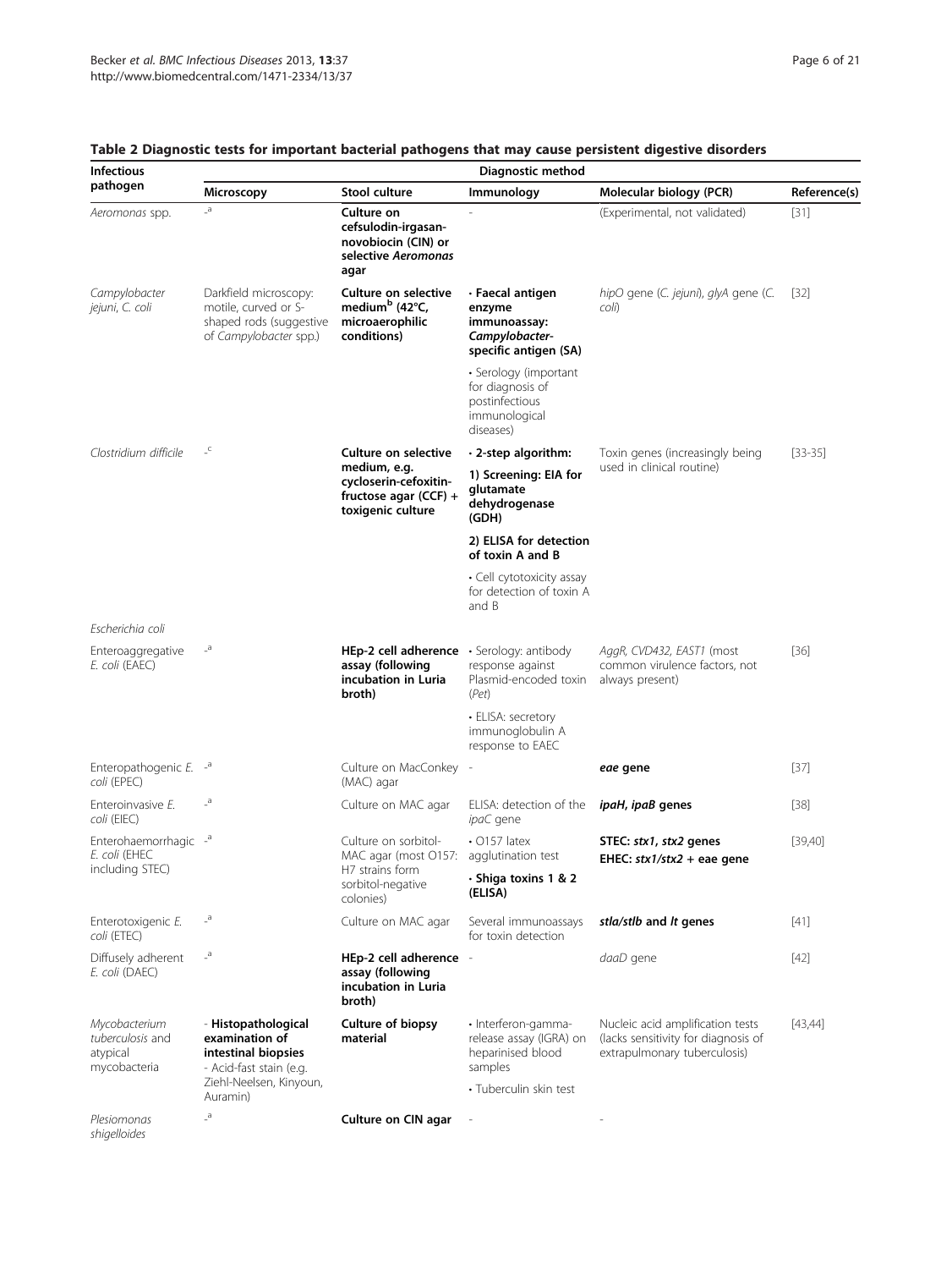**Table 2 Diagnostic tests for important bacterial pathogens that may cause persistent digestive disorders**

| Infectious pathogen | Diagnostic method | | | | |
|---|---|---|---|---|---|
| | Microscopy | Stool culture | Immunology | Molecular biology (PCR) | Reference(s) |
| *Aeromonas* spp. | -[a] | **Culture on cefsulodin-irgasan-novobiocin (CIN) or selective *Aeromonas* agar** | - | (Experimental, not validated) | [31] |
| *Campylobacter jejuni, C. coli* | Darkfield microscopy: motile, curved or S-shaped rods (suggestive of *Campylobacter* spp.) | **Culture on selective medium[b] (42°C, microaerophilic conditions)** | **· Faecal antigen enzyme immunoassay: *Campylobacter*-specific antigen (SA)** | *hipO* gene (*C. jejuni*), *glyA* gene (*C. coli*) | [32] |
| | | | • Serology (important for diagnosis of postinfectious immunological diseases) | | |
| *Clostridium difficile* | -[c] | **Culture on selective medium, e.g. cycloserin-cefoxitin-fructose agar (CCF) + toxigenic culture** | **· 2-step algorithm:** | Toxin genes (increasingly being used in clinical routine) | [33-35] |
| | | | **1) Screening: EIA for glutamate dehydrogenase (GDH)** | | |
| | | | **2) ELISA for detection of toxin A and B** | | |
| | | | • Cell cytotoxicity assay for detection of toxin A and B | | |
| *Escherichia coli* | | | | | |
| Enteroaggregative *E. coli* (EAEC) | -[a] | **HEp-2 cell adherence assay (following incubation in Luria broth)** | • Serology: antibody response against Plasmid-encoded toxin (*Pet*) | *AggR, CVD432, EAST1* (most common virulence factors, not always present) | [36] |
| | | | • ELISA: secretory immunoglobulin A response to EAEC | | |
| Enteropathogenic *E. coli* (EPEC) | -[a] | Culture on MacConkey (MAC) agar | - | ***eae* gene** | [37] |
| Enteroinvasive *E. coli* (EIEC) | -[a] | Culture on MAC agar | ELISA: detection of the *ipaC* gene | ***ipaH, ipaB* genes** | [38] |
| Enterohaemorrhagic *E. coli* (EHEC including STEC) | -[a] | Culture on sorbitol-MAC agar (most O157: H7 strains form sorbitol-negative colonies) | • O157 latex agglutination test | **STEC: *stx1*, *stx2* genes** | [39,40] |
| | | | **· Shiga toxins 1 & 2 (ELISA)** | **EHEC: *stx1/stx2* + eae gene** | |
| Enterotoxigenic *E. coli* (ETEC) | -[a] | Culture on MAC agar | Several immunoassays for toxin detection | ***stla/stlb* and *lt* genes** | [41] |
| Diffusely adherent *E. coli* (DAEC) | -[a] | **HEp-2 cell adherence assay (following incubation in Luria broth)** | - | *daaD* gene | [42] |
| *Mycobacterium tuberculosis* and atypical mycobacteria | **- Histopathological examination of intestinal biopsies** - Acid-fast stain (e.g. Ziehl-Neelsen, Kinyoun, Auramin) | **Culture of biopsy material** | • Interferon-gamma-release assay (IGRA) on heparinised blood samples | Nucleic acid amplification tests (lacks sensitivity for diagnosis of extrapulmonary tuberculosis) | [43,44] |
| | | | • Tuberculin skin test | | |
| *Plesiomonas shigelloides* | -[a] | **Culture on CIN agar** | - | - | |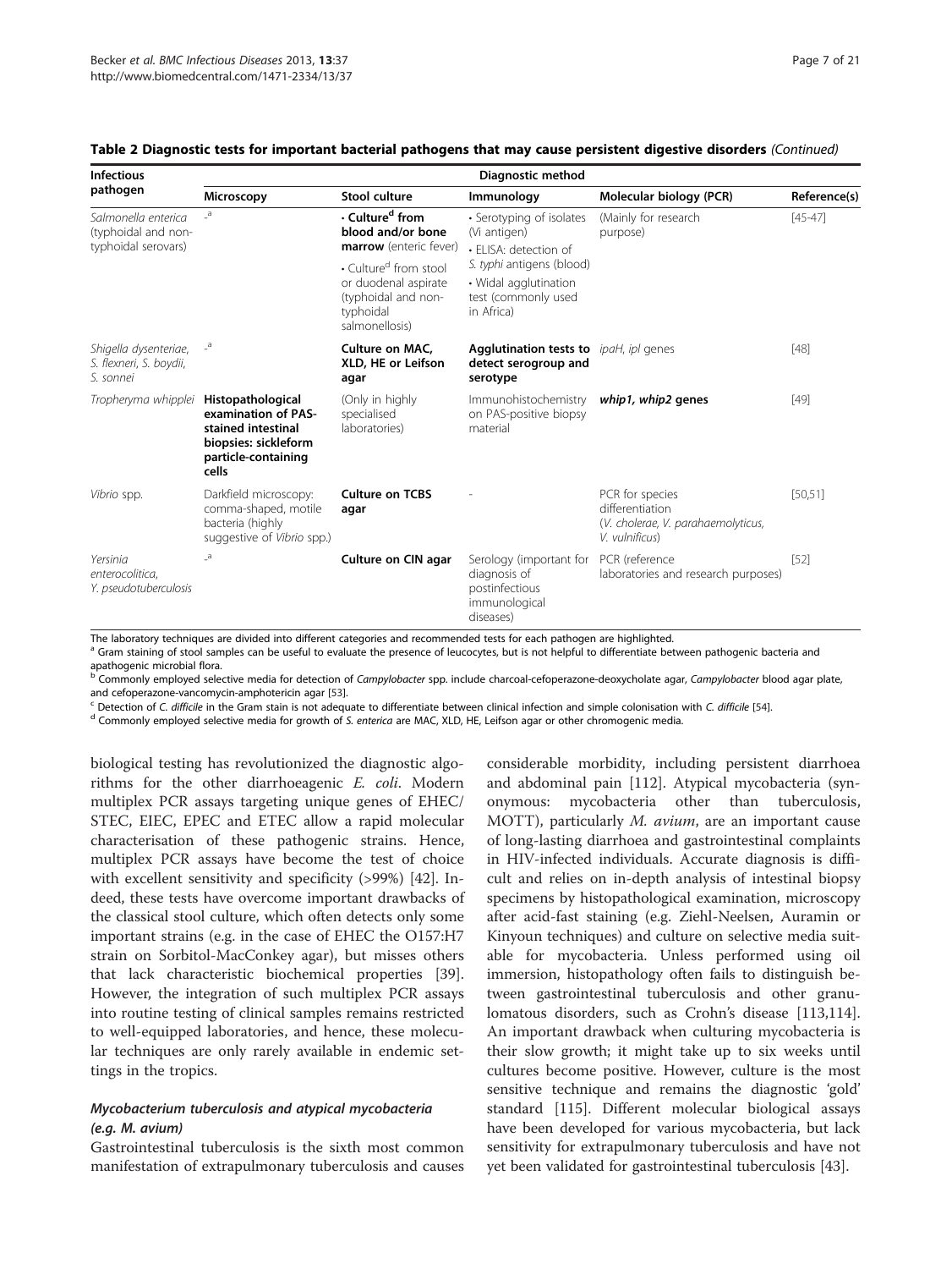**Table 2 Diagnostic tests for important bacterial pathogens that may cause persistent digestive disorders** *(Continued)*

| Infectious pathogen | Diagnostic method | | | | |
|---|---|---|---|---|---|
| | Microscopy | Stool culture | Immunology | Molecular biology (PCR) | Reference(s) |
| *Salmonella enterica* (typhoidal and non-typhoidal serovars) | -[a] | • **Culture[d] from blood and/or bone marrow** (enteric fever) • Culture[d] from stool or duodenal aspirate (typhoidal and non-typhoidal salmonellosis) | • Serotyping of isolates (Vi antigen) • ELISA: detection of *S. typhi* antigens (blood) • Widal agglutination test (commonly used in Africa) | (Mainly for research purpose) | [45-47] |
| *Shigella dysenteriae, S. flexneri, S. boydii, S. sonnei* | -[a] | **Culture on MAC, XLD, HE or Leifson agar** | **Agglutination tests to detect serogroup and serotype** | *ipaH, ipl* genes | [48] |
| *Tropheryma whipplei* | **Histopathological examination of PAS-stained intestinal biopsies: sickleform particle-containing cells** | (Only in highly specialised laboratories) | Immunohistochemistry on PAS-positive biopsy material | ***whip1, whip2* genes** | [49] |
| *Vibrio* spp. | Darkfield microscopy: comma-shaped, motile bacteria (highly suggestive of *Vibrio* spp.) | **Culture on TCBS agar** | - | PCR for species differentiation (*V. cholerae, V. parahaemolyticus, V. vulnificus*) | [50,51] |
| *Yersinia enterocolitica, Y. pseudotuberculosis* | -[a] | **Culture on CIN agar** | Serology (important for diagnosis of postinfectious immunological diseases) | PCR (reference laboratories and research purposes) | [52] |

The laboratory techniques are divided into different categories and recommended tests for each pathogen are highlighted.
[a] Gram staining of stool samples can be useful to evaluate the presence of leucocytes, but is not helpful to differentiate between pathogenic bacteria and apathogenic microbial flora.
[b] Commonly employed selective media for detection of *Campylobacter* spp. include charcoal-cefoperazone-deoxycholate agar, *Campylobacter* blood agar plate, and cefoperazone-vancomycin-amphotericin agar [53].
[c] Detection of *C. difficile* in the Gram stain is not adequate to differentiate between clinical infection and simple colonisation with *C. difficile* [54].
[d] Commonly employed selective media for growth of *S. enterica* are MAC, XLD, HE, Leifson agar or other chromogenic media.

biological testing has revolutionized the diagnostic algorithms for the other diarrhoeagenic *E. coli*. Modern multiplex PCR assays targeting unique genes of EHEC/STEC, EIEC, EPEC and ETEC allow a rapid molecular characterisation of these pathogenic strains. Hence, multiplex PCR assays have become the test of choice with excellent sensitivity and specificity (>99%) [42]. Indeed, these tests have overcome important drawbacks of the classical stool culture, which often detects only some important strains (e.g. in the case of EHEC the O157:H7 strain on Sorbitol-MacConkey agar), but misses others that lack characteristic biochemical properties [39]. However, the integration of such multiplex PCR assays into routine testing of clinical samples remains restricted to well-equipped laboratories, and hence, these molecular techniques are only rarely available in endemic settings in the tropics.

### *Mycobacterium tuberculosis and atypical mycobacteria (e.g. M. avium)*

Gastrointestinal tuberculosis is the sixth most common manifestation of extrapulmonary tuberculosis and causes considerable morbidity, including persistent diarrhoea and abdominal pain [112]. Atypical mycobacteria (synonymous: mycobacteria other than tuberculosis, MOTT), particularly *M. avium*, are an important cause of long-lasting diarrhoea and gastrointestinal complaints in HIV-infected individuals. Accurate diagnosis is difficult and relies on in-depth analysis of intestinal biopsy specimens by histopathological examination, microscopy after acid-fast staining (e.g. Ziehl-Neelsen, Auramin or Kinyoun techniques) and culture on selective media suitable for mycobacteria. Unless performed using oil immersion, histopathology often fails to distinguish between gastrointestinal tuberculosis and other granulomatous disorders, such as Crohn's disease [113,114]. An important drawback when culturing mycobacteria is their slow growth; it might take up to six weeks until cultures become positive. However, culture is the most sensitive technique and remains the diagnostic 'gold' standard [115]. Different molecular biological assays have been developed for various mycobacteria, but lack sensitivity for extrapulmonary tuberculosis and have not yet been validated for gastrointestinal tuberculosis [43].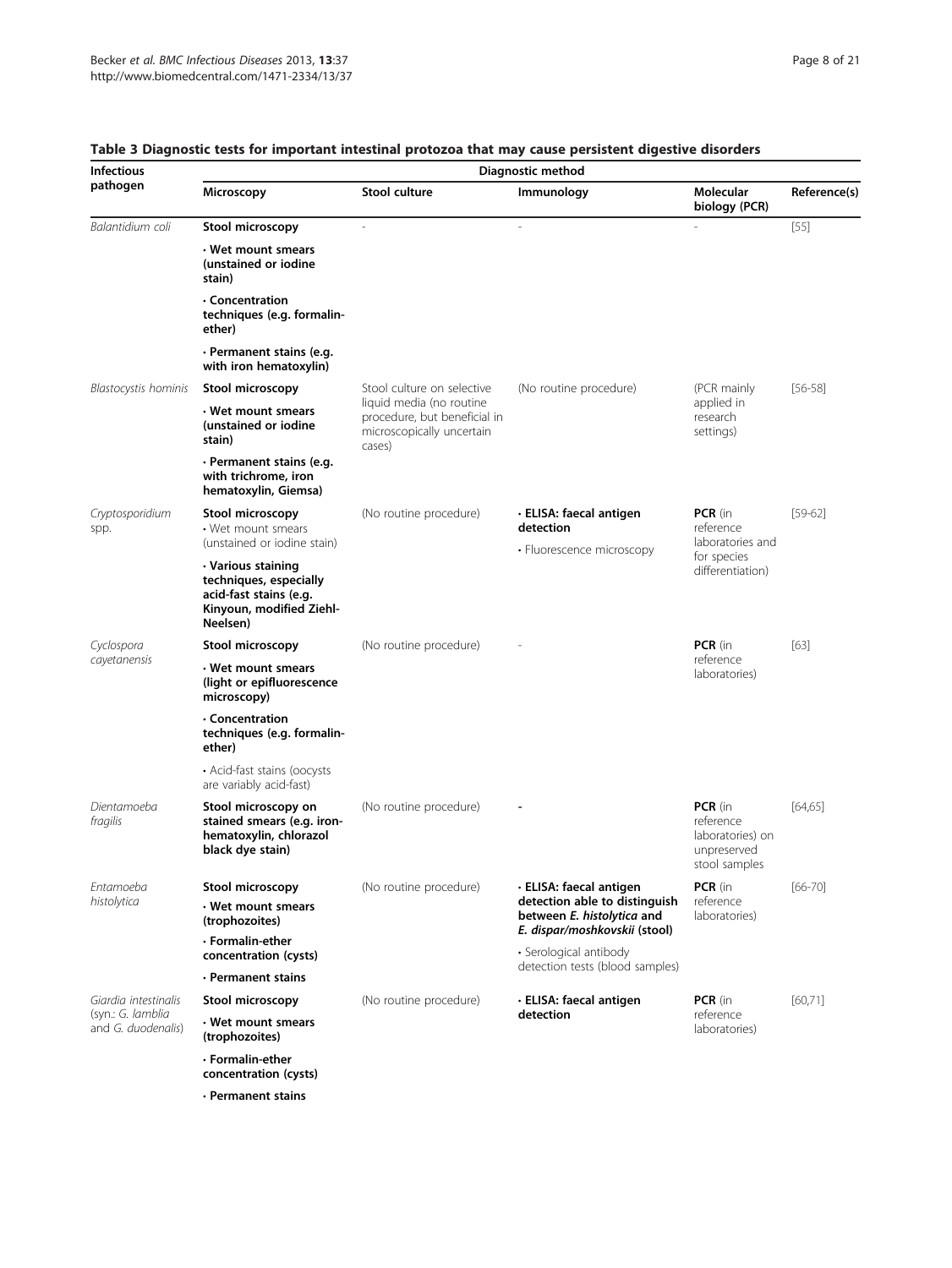**Table 3 Diagnostic tests for important intestinal protozoa that may cause persistent digestive disorders**

| Infectious pathogen | Diagnostic method | | | | |
|---|---|---|---|---|---|
| | **Microscopy** | **Stool culture** | **Immunology** | **Molecular biology (PCR)** | **Reference(s)** |
| *Balantidium coli* | **Stool microscopy**<br>**· Wet mount smears (unstained or iodine stain)**<br>**· Concentration techniques (e.g. formalin-ether)**<br>**· Permanent stains (e.g. with iron hematoxylin)** | - | - | - | [55] |
| *Blastocystis hominis* | **Stool microscopy**<br>**· Wet mount smears (unstained or iodine stain)**<br>**· Permanent stains (e.g. with trichrome, iron hematoxylin, Giemsa)** | Stool culture on selective liquid media (no routine procedure, but beneficial in microscopically uncertain cases) | (No routine procedure) | (PCR mainly applied in research settings) | [56-58] |
| *Cryptosporidium* spp. | **Stool microscopy**<br>• Wet mount smears (unstained or iodine stain)<br>**· Various staining techniques, especially acid-fast stains (e.g. Kinyoun, modified Ziehl-Neelsen)** | (No routine procedure) | **· ELISA: faecal antigen detection**<br>• Fluorescence microscopy | **PCR** (in reference laboratories and for species differentiation) | [59-62] |
| *Cyclospora cayetanensis* | **Stool microscopy**<br>**· Wet mount smears (light or epifluorescence microscopy)**<br>**· Concentration techniques (e.g. formalin-ether)**<br>• Acid-fast stains (oocysts are variably acid-fast) | (No routine procedure) | - | **PCR** (in reference laboratories) | [63] |
| *Dientamoeba fragilis* | **Stool microscopy on stained smears (e.g. iron-hematoxylin, chlorazol black dye stain)** | (No routine procedure) | - | **PCR** (in reference laboratories) on unpreserved stool samples | [64,65] |
| *Entamoeba histolytica* | **Stool microscopy**<br>**· Wet mount smears (trophozoites)**<br>**· Formalin-ether concentration (cysts)**<br>**· Permanent stains** | (No routine procedure) | **· ELISA: faecal antigen detection able to distinguish between *E. histolytica* and *E. dispar/moshkovskii* (stool)**<br>• Serological antibody detection tests (blood samples) | **PCR** (in reference laboratories) | [66-70] |
| *Giardia intestinalis* (syn.: *G. lamblia* and *G. duodenalis*) | **Stool microscopy**<br>**· Wet mount smears (trophozoites)**<br>**· Formalin-ether concentration (cysts)**<br>**· Permanent stains** | (No routine procedure) | **· ELISA: faecal antigen detection** | **PCR** (in reference laboratories) | [60,71] |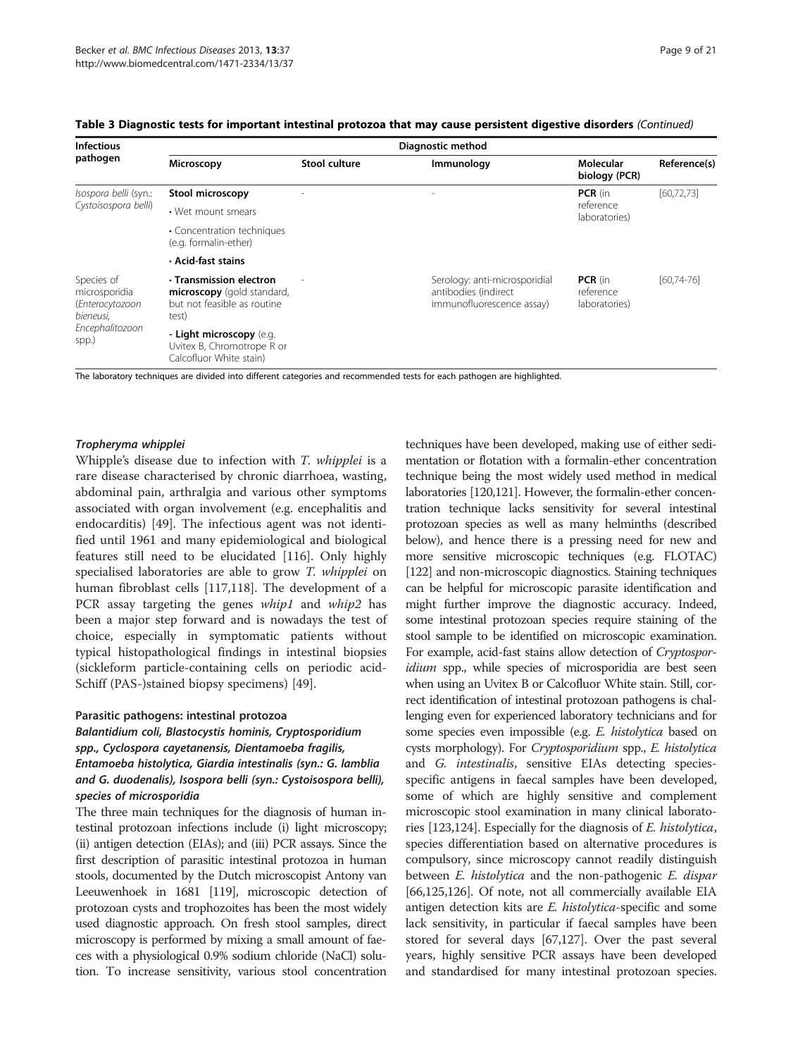**Table 3 Diagnostic tests for important intestinal protozoa that may cause persistent digestive disorders** *(Continued)*

| Infectious pathogen | Diagnostic method | | | | |
|---|---|---|---|---|---|
| | Microscopy | Stool culture | Immunology | Molecular biology (PCR) | Reference(s) |
| *Isospora belli* (syn.: *Cystoisospora belli*) | **Stool microscopy**<br>• Wet mount smears<br>• Concentration techniques (e.g. formalin-ether)<br>**• Acid-fast stains** | - | - | **PCR** (in reference laboratories) | [60,72,73] |
| Species of microsporidia (*Enterocytozoon bieneusi*, *Encephalitozoon* spp.) | **• Transmission electron microscopy** (gold standard, but not feasible as routine test)<br>**- Light microscopy** (e.g. Uvitex B, Chromotrope R or Calcofluor White stain) | - | Serology: anti-microsporidial antibodies (indirect immunofluorescence assay) | **PCR** (in reference laboratories) | [60,74-76] |

The laboratory techniques are divided into different categories and recommended tests for each pathogen are highlighted.

#### *Tropheryma whipplei*

Whipple's disease due to infection with *T. whipplei* is a rare disease characterised by chronic diarrhoea, wasting, abdominal pain, arthralgia and various other symptoms associated with organ involvement (e.g. encephalitis and endocarditis) [49]. The infectious agent was not identified until 1961 and many epidemiological and biological features still need to be elucidated [116]. Only highly specialised laboratories are able to grow *T. whipplei* on human fibroblast cells [117,118]. The development of a PCR assay targeting the genes *whip1* and *whip2* has been a major step forward and is nowadays the test of choice, especially in symptomatic patients without typical histopathological findings in intestinal biopsies (sickleform particle-containing cells on periodic acid-Schiff (PAS-)stained biopsy specimens) [49].

### Parasitic pathogens: intestinal protozoa

#### *Balantidium coli, Blastocystis hominis, Cryptosporidium spp., Cyclospora cayetanensis, Dientamoeba fragilis, Entamoeba histolytica, Giardia intestinalis (syn.: G. lamblia and G. duodenalis), Isospora belli (syn.: Cystoisospora belli),* species of microsporidia

The three main techniques for the diagnosis of human intestinal protozoan infections include (i) light microscopy; (ii) antigen detection (EIAs); and (iii) PCR assays. Since the first description of parasitic intestinal protozoa in human stools, documented by the Dutch microscopist Antony van Leeuwenhoek in 1681 [119], microscopic detection of protozoan cysts and trophozoites has been the most widely used diagnostic approach. On fresh stool samples, direct microscopy is performed by mixing a small amount of faeces with a physiological 0.9% sodium chloride (NaCl) solution. To increase sensitivity, various stool concentration techniques have been developed, making use of either sedimentation or flotation with a formalin-ether concentration technique being the most widely used method in medical laboratories [120,121]. However, the formalin-ether concentration technique lacks sensitivity for several intestinal protozoan species as well as many helminths (described below), and hence there is a pressing need for new and more sensitive microscopic techniques (e.g. FLOTAC) [122] and non-microscopic diagnostics. Staining techniques can be helpful for microscopic parasite identification and might further improve the diagnostic accuracy. Indeed, some intestinal protozoan species require staining of the stool sample to be identified on microscopic examination. For example, acid-fast stains allow detection of *Cryptosporidium* spp., while species of microsporidia are best seen when using an Uvitex B or Calcofluor White stain. Still, correct identification of intestinal protozoan pathogens is challenging even for experienced laboratory technicians and for some species even impossible (e.g. *E. histolytica* based on cysts morphology). For *Cryptosporidium* spp., *E. histolytica* and *G. intestinalis*, sensitive EIAs detecting species-specific antigens in faecal samples have been developed, some of which are highly sensitive and complement microscopic stool examination in many clinical laboratories [123,124]. Especially for the diagnosis of *E. histolytica*, species differentiation based on alternative procedures is compulsory, since microscopy cannot readily distinguish between *E. histolytica* and the non-pathogenic *E. dispar* [66,125,126]. Of note, not all commercially available EIA antigen detection kits are *E. histolytica*-specific and some lack sensitivity, in particular if faecal samples have been stored for several days [67,127]. Over the past several years, highly sensitive PCR assays have been developed and standardised for many intestinal protozoan species.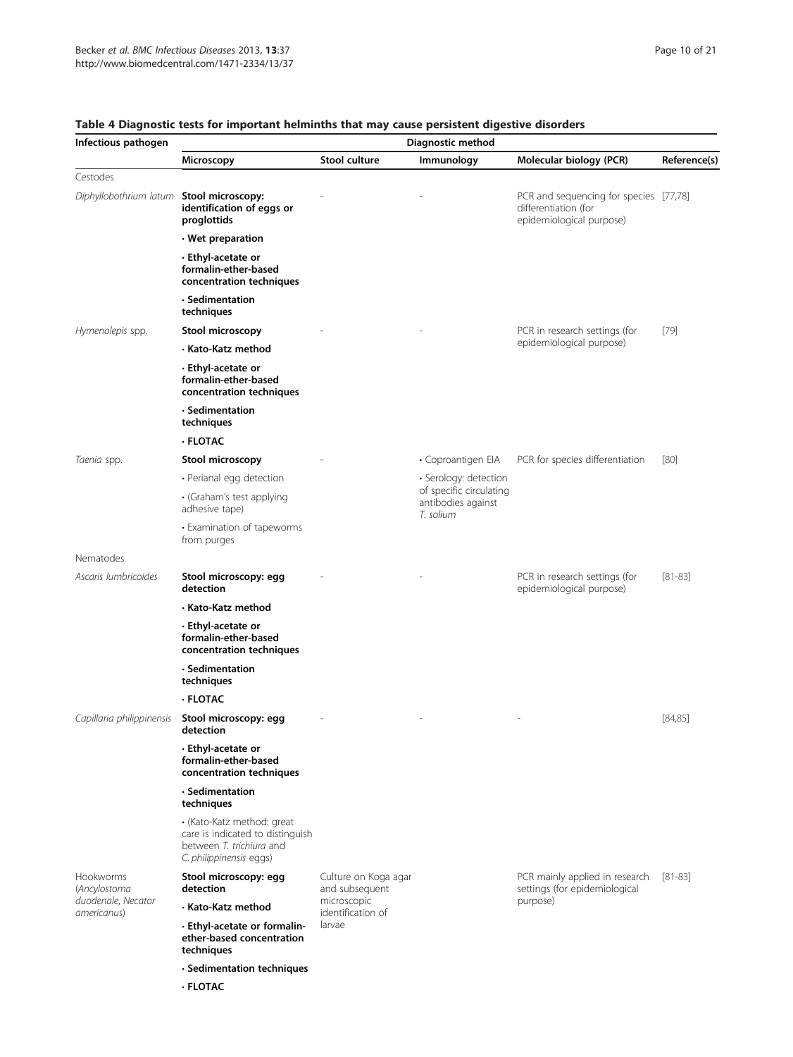**Table 4 Diagnostic tests for important helminths that may cause persistent digestive disorders**

| Infectious pathogen | Diagnostic method | | | | |
|---|---|---|---|---|---|
| | Microscopy | Stool culture | Immunology | Molecular biology (PCR) | Reference(s) |
| Cestodes | | | | | |
| *Diphyllobothrium latum* | **Stool microscopy: identification of eggs or proglottids**<br>**· Wet preparation**<br>**· Ethyl-acetate or formalin-ether-based concentration techniques**<br>**· Sedimentation techniques** | - | - | PCR and sequencing for species differentiation (for epidemiological purpose) | [77,78] |
| *Hymenolepis* spp. | **Stool microscopy**<br>**· Kato-Katz method**<br>**· Ethyl-acetate or formalin-ether-based concentration techniques**<br>**· Sedimentation techniques**<br>**· FLOTAC** | - | - | PCR in research settings (for epidemiological purpose) | [79] |
| *Taenia* spp. | **Stool microscopy**<br>• Perianal egg detection<br>• (Graham's test applying adhesive tape)<br>• Examination of tapeworms from purges | - | • Coproantigen EIA<br>• Serology: detection of specific circulating antibodies against *T. solium* | PCR for species differentiation | [80] |
| Nematodes | | | | | |
| *Ascaris lumbricoides* | **Stool microscopy: egg detection**<br>**· Kato-Katz method**<br>**· Ethyl-acetate or formalin-ether-based concentration techniques**<br>**· Sedimentation techniques**<br>**· FLOTAC** | - | - | PCR in research settings (for epidemiological purpose) | [81-83] |
| *Capillaria philippinensis* | **Stool microscopy: egg detection**<br>**· Ethyl-acetate or formalin-ether-based concentration techniques**<br>**· Sedimentation techniques**<br>• (Kato-Katz method: great care is indicated to distinguish between *T. trichiura* and *C. philippinensis* eggs) | - | - | - | [84,85] |
| Hookworms (*Ancylostoma duodenale, Necator americanus*) | **Stool microscopy: egg detection**<br>**· Kato-Katz method**<br>**· Ethyl-acetate or formalin-ether-based concentration techniques**<br>**· Sedimentation techniques**<br>**· FLOTAC** | Culture on Koga agar and subsequent microscopic identification of larvae | | PCR mainly applied in research settings (for epidemiological purpose) | [81-83] |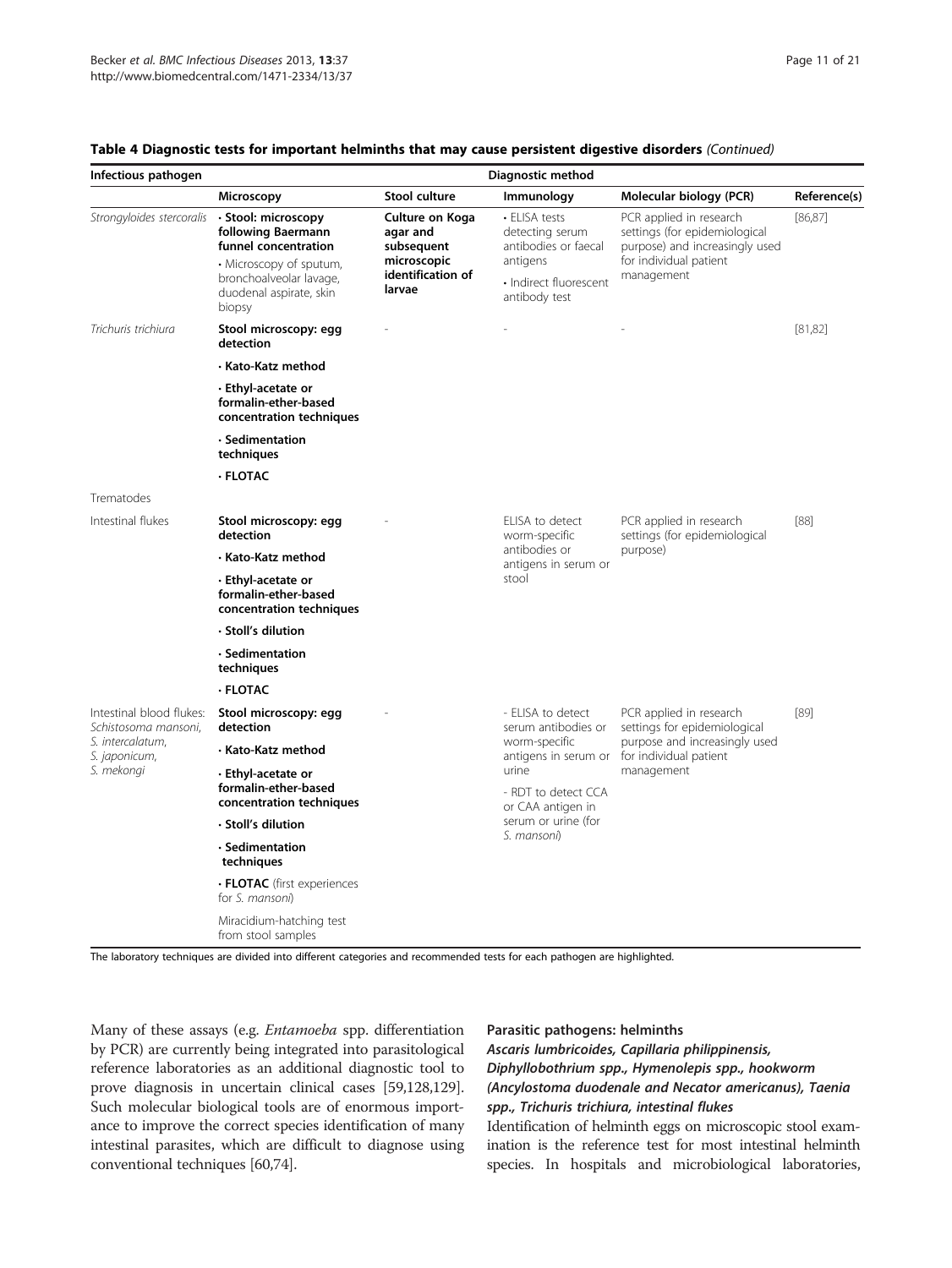**Table 4 Diagnostic tests for important helminths that may cause persistent digestive disorders** *(Continued)*

| Infectious pathogen | Diagnostic method | | | | |
|---|---|---|---|---|---|
| | Microscopy | Stool culture | Immunology | Molecular biology (PCR) | Reference(s) |
| *Strongyloides stercoralis* | **· Stool: microscopy following Baermann funnel concentration**<br>· Microscopy of sputum, bronchoalveolar lavage, duodenal aspirate, skin biopsy | **Culture on Koga agar and subsequent microscopic identification of larvae** | · ELISA tests detecting serum antibodies or faecal antigens<br>· Indirect fluorescent antibody test | PCR applied in research settings (for epidemiological purpose) and increasingly used for individual patient management | [86,87] |
| *Trichuris trichiura* | **Stool microscopy: egg detection**<br>**· Kato-Katz method**<br>**· Ethyl-acetate or formalin-ether-based concentration techniques**<br>**· Sedimentation techniques**<br>**· FLOTAC** | - | - | - | [81,82] |
| Trematodes | | | | | |
| Intestinal flukes | **Stool microscopy: egg detection**<br>**· Kato-Katz method**<br>**· Ethyl-acetate or formalin-ether-based concentration techniques**<br>**· Stoll's dilution**<br>**· Sedimentation techniques**<br>**· FLOTAC** | - | ELISA to detect worm-specific antibodies or antigens in serum or stool | PCR applied in research settings (for epidemiological purpose) | [88] |
| Intestinal blood flukes: *Schistosoma mansoni, S. intercalatum, S. japonicum, S. mekongi* | **Stool microscopy: egg detection**<br>**· Kato-Katz method**<br>**· Ethyl-acetate or formalin-ether-based concentration techniques**<br>**· Stoll's dilution**<br>**· Sedimentation techniques**<br>**· FLOTAC** (first experiences for *S. mansoni*)<br>Miracidium-hatching test from stool samples | - | - ELISA to detect serum antibodies or worm-specific antigens in serum or urine<br>- RDT to detect CCA or CAA antigen in serum or urine (for *S. mansoni*) | PCR applied in research settings for epidemiological purpose and increasingly used for individual patient management | [89] |

The laboratory techniques are divided into different categories and recommended tests for each pathogen are highlighted.

Many of these assays (e.g. *Entamoeba* spp. differentiation by PCR) are currently being integrated into parasitological reference laboratories as an additional diagnostic tool to prove diagnosis in uncertain clinical cases [59,128,129]. Such molecular biological tools are of enormous importance to improve the correct species identification of many intestinal parasites, which are difficult to diagnose using conventional techniques [60,74].

#### Parasitic pathogens: helminths

##### *Ascaris lumbricoides, Capillaria philippinensis, Diphyllobothrium spp., Hymenolepis spp., hookworm (Ancylostoma duodenale and Necator americanus), Taenia spp., Trichuris trichiura, intestinal flukes*

Identification of helminth eggs on microscopic stool examination is the reference test for most intestinal helminth species. In hospitals and microbiological laboratories,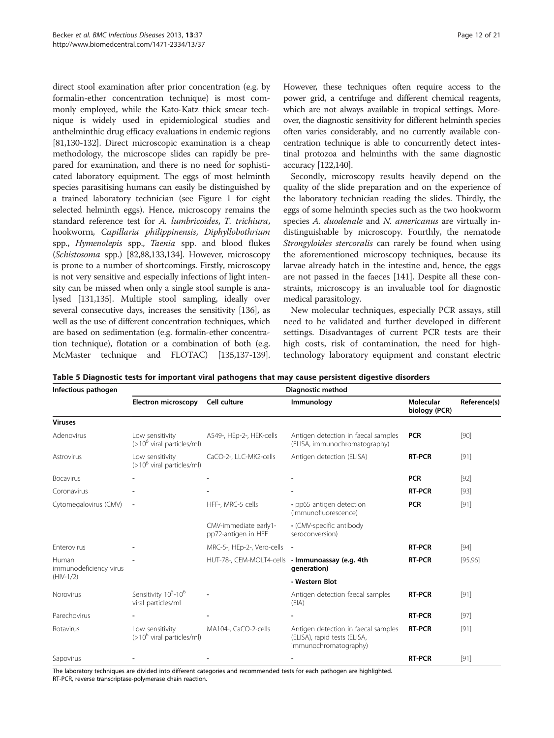direct stool examination after prior concentration (e.g. by formalin-ether concentration technique) is most commonly employed, while the Kato-Katz thick smear technique is widely used in epidemiological studies and anthelminthic drug efficacy evaluations in endemic regions [81,130-132]. Direct microscopic examination is a cheap methodology, the microscope slides can rapidly be prepared for examination, and there is no need for sophisticated laboratory equipment. The eggs of most helminth species parasitising humans can easily be distinguished by a trained laboratory technician (see Figure 1 for eight selected helminth eggs). Hence, microscopy remains the standard reference test for *A. lumbricoides*, *T. trichiura*, hookworm, *Capillaria philippinensis*, *Diphyllobothrium* spp., *Hymenolepis* spp., *Taenia* spp. and blood flukes (*Schistosoma* spp.) [82,88,133,134]. However, microscopy is prone to a number of shortcomings. Firstly, microscopy is not very sensitive and especially infections of light intensity can be missed when only a single stool sample is analysed [131,135]. Multiple stool sampling, ideally over several consecutive days, increases the sensitivity [136], as well as the use of different concentration techniques, which are based on sedimentation (e.g. formalin-ether concentration technique), flotation or a combination of both (e.g. McMaster technique and FLOTAC) [135,137-139]. However, these techniques often require access to the power grid, a centrifuge and different chemical reagents, which are not always available in tropical settings. Moreover, the diagnostic sensitivity for different helminth species often varies considerably, and no currently available concentration technique is able to concurrently detect intestinal protozoa and helminths with the same diagnostic accuracy [122,140].

Secondly, microscopy results heavily depend on the quality of the slide preparation and on the experience of the laboratory technician reading the slides. Thirdly, the eggs of some helminth species such as the two hookworm species *A. duodenale* and *N. americanus* are virtually indistinguishable by microscopy. Fourthly, the nematode *Strongyloides stercoralis* can rarely be found when using the aforementioned microscopy techniques, because its larvae already hatch in the intestine and, hence, the eggs are not passed in the faeces [141]. Despite all these constraints, microscopy is an invaluable tool for diagnostic medical parasitology.

New molecular techniques, especially PCR assays, still need to be validated and further developed in different settings. Disadvantages of current PCR tests are their high costs, risk of contamination, the need for high-technology laboratory equipment and constant electric

**Table 5 Diagnostic tests for important viral pathogens that may cause persistent digestive disorders**

| Infectious pathogen | Diagnostic method | | | | |
|---|---|---|---|---|---|
| | Electron microscopy | Cell culture | Immunology | Molecular biology (PCR) | Reference(s) |
| **Viruses** | | | | | |
| Adenovirus | Low sensitivity (>$10^6$ viral particles/ml) | A549-, HEp-2-, HEK-cells | Antigen detection in faecal samples (ELISA, immunochromatography) | **PCR** | [90] |
| Astrovirus | Low sensitivity (>$10^6$ viral particles/ml) | CaCO-2-, LLC-MK2-cells | Antigen detection (ELISA) | **RT-PCR** | [91] |
| Bocavirus | - | - | - | **PCR** | [92] |
| Coronavirus | - | - | - | **RT-PCR** | [93] |
| Cytomegalovirus (CMV) | - | HFF-, MRC-5 cells | • pp65 antigen detection (immunofluorescence) | **PCR** | [91] |
| | | CMV-immediate early1-pp72-antigen in HFF | • (CMV-specific antibody seroconversion) | | |
| Enterovirus | - | MRC-5-, HEp-2-, Vero-cells | - | **RT-PCR** | [94] |
| Human immunodeficiency virus (HIV-1/2) | - | HUT-78-, CEM-MOLT4-cells | **• Immunoassay (e.g. 4th generation)** | **RT-PCR** | [95,96] |
| | | | **• Western Blot** | | |
| Norovirus | Sensitivity $10^5$-$10^6$ viral particles/ml | - | Antigen detection faecal samples (EIA) | **RT-PCR** | [91] |
| Parechovirus | - | - | - | **RT-PCR** | [97] |
| Rotavirus | Low sensitivity (>$10^6$ viral particles/ml) | MA104-, CaCO-2-cells | Antigen detection in faecal samples (ELISA), rapid tests (ELISA, immunochromatography) | **RT-PCR** | [91] |
| Sapovirus | - | - | - | **RT-PCR** | [91] |

The laboratory techniques are divided into different categories and recommended tests for each pathogen are highlighted.
RT-PCR, reverse transcriptase-polymerase chain reaction.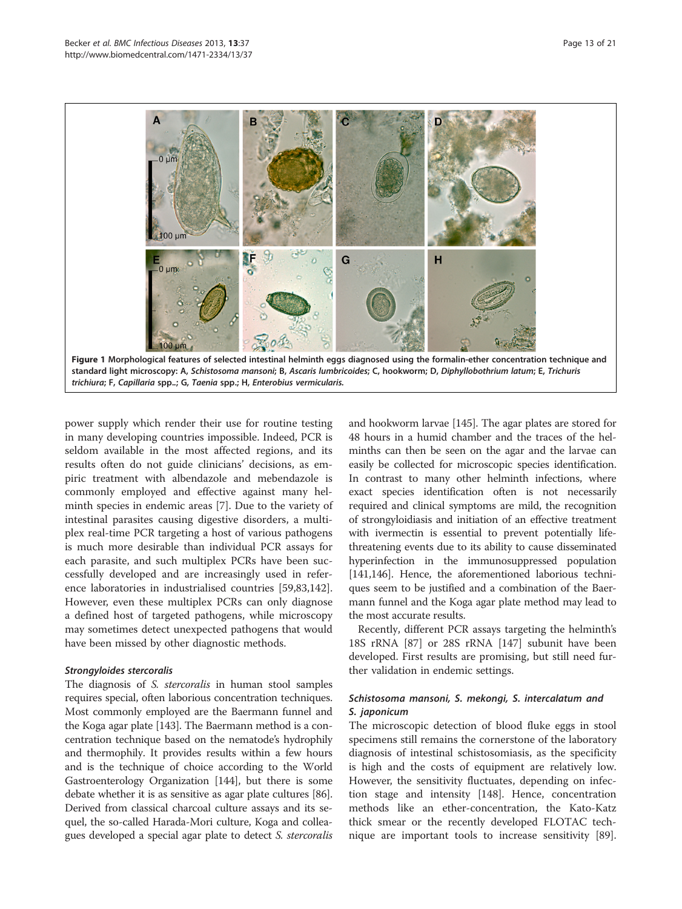Figure 1 Morphological features of selected intestinal helminth eggs diagnosed using the formalin-ether concentration technique and standard light microscopy: A, *Schistosoma mansoni*; B, *Ascaris lumbricoides*; C, hookworm; D, *Diphyllobothrium latum*; E, *Trichuris trichiura*; F, *Capillaria* spp..; G, *Taenia* spp.; H, *Enterobius vermicularis*.

power supply which render their use for routine testing in many developing countries impossible. Indeed, PCR is seldom available in the most affected regions, and its results often do not guide clinicians' decisions, as empiric treatment with albendazole and mebendazole is commonly employed and effective against many helminth species in endemic areas [7]. Due to the variety of intestinal parasites causing digestive disorders, a multiplex real-time PCR targeting a host of various pathogens is much more desirable than individual PCR assays for each parasite, and such multiplex PCRs have been successfully developed and are increasingly used in reference laboratories in industrialised countries [59,83,142]. However, even these multiplex PCRs can only diagnose a defined host of targeted pathogens, while microscopy may sometimes detect unexpected pathogens that would have been missed by other diagnostic methods.

#### *Strongyloides stercoralis*

The diagnosis of *S. stercoralis* in human stool samples requires special, often laborious concentration techniques. Most commonly employed are the Baermann funnel and the Koga agar plate [143]. The Baermann method is a concentration technique based on the nematode's hydrophily and thermophily. It provides results within a few hours and is the technique of choice according to the World Gastroenterology Organization [144], but there is some debate whether it is as sensitive as agar plate cultures [86]. Derived from classical charcoal culture assays and its sequel, the so-called Harada-Mori culture, Koga and colleagues developed a special agar plate to detect *S. stercoralis* and hookworm larvae [145]. The agar plates are stored for 48 hours in a humid chamber and the traces of the helminths can then be seen on the agar and the larvae can easily be collected for microscopic species identification. In contrast to many other helminth infections, where exact species identification often is not necessarily required and clinical symptoms are mild, the recognition of strongyloidiasis and initiation of an effective treatment with ivermectin is essential to prevent potentially life-threatening events due to its ability to cause disseminated hyperinfection in the immunosuppressed population [141,146]. Hence, the aforementioned laborious techniques seem to be justified and a combination of the Baermann funnel and the Koga agar plate method may lead to the most accurate results.

Recently, different PCR assays targeting the helminth's 18S rRNA [87] or 28S rRNA [147] subunit have been developed. First results are promising, but still need further validation in endemic settings.

#### *Schistosoma mansoni, S. mekongi, S. intercalatum and S. japonicum*

The microscopic detection of blood fluke eggs in stool specimens still remains the cornerstone of the laboratory diagnosis of intestinal schistosomiasis, as the specificity is high and the costs of equipment are relatively low. However, the sensitivity fluctuates, depending on infection stage and intensity [148]. Hence, concentration methods like an ether-concentration, the Kato-Katz thick smear or the recently developed FLOTAC technique are important tools to increase sensitivity [89].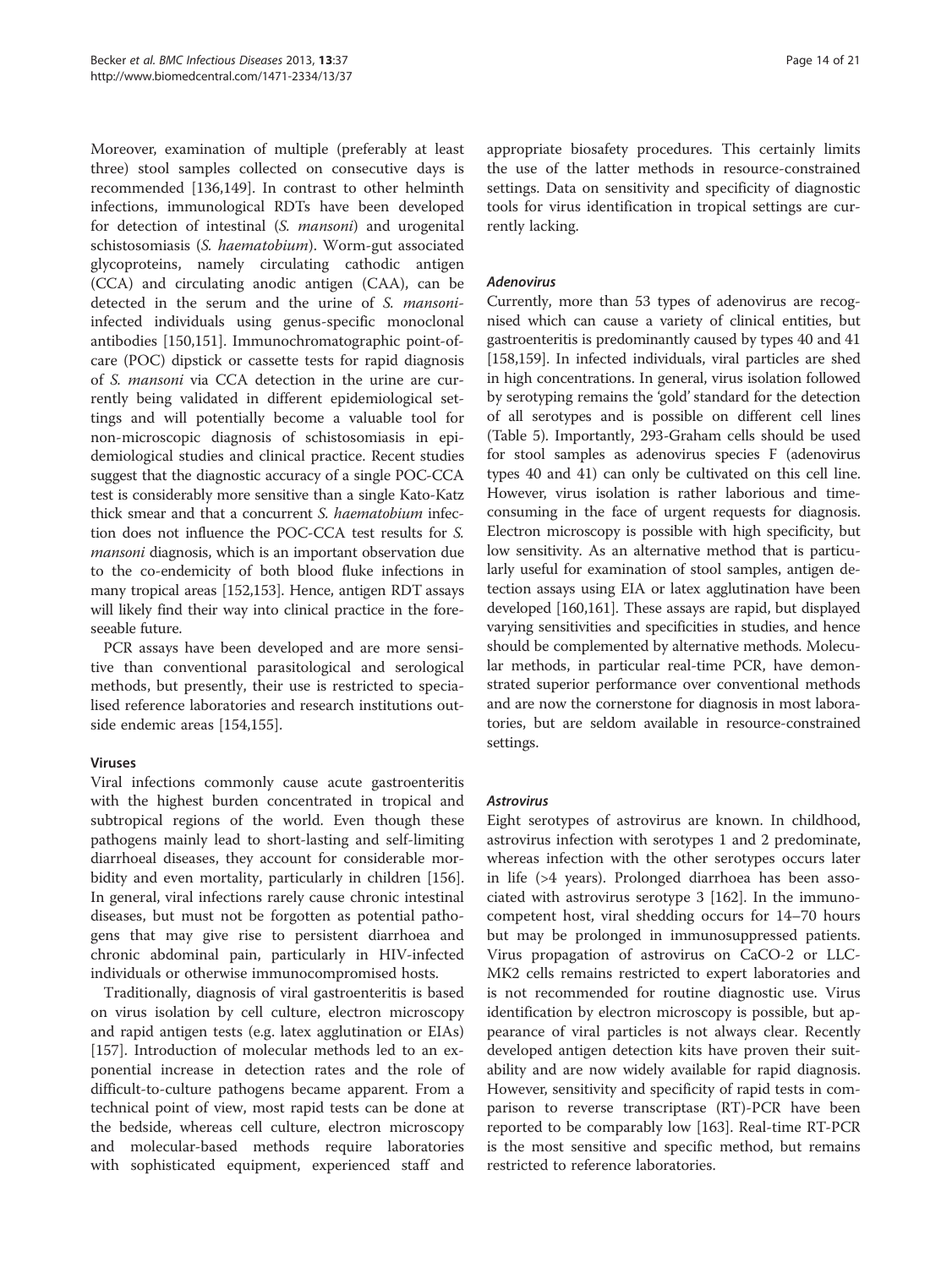Moreover, examination of multiple (preferably at least three) stool samples collected on consecutive days is recommended [136,149]. In contrast to other helminth infections, immunological RDTs have been developed for detection of intestinal (*S. mansoni*) and urogenital schistosomiasis (*S. haematobium*). Worm-gut associated glycoproteins, namely circulating cathodic antigen (CCA) and circulating anodic antigen (CAA), can be detected in the serum and the urine of *S. mansoni*-infected individuals using genus-specific monoclonal antibodies [150,151]. Immunochromatographic point-of-care (POC) dipstick or cassette tests for rapid diagnosis of *S. mansoni* via CCA detection in the urine are currently being validated in different epidemiological settings and will potentially become a valuable tool for non-microscopic diagnosis of schistosomiasis in epidemiological studies and clinical practice. Recent studies suggest that the diagnostic accuracy of a single POC-CCA test is considerably more sensitive than a single Kato-Katz thick smear and that a concurrent *S. haematobium* infection does not influence the POC-CCA test results for *S. mansoni* diagnosis, which is an important observation due to the co-endemicity of both blood fluke infections in many tropical areas [152,153]. Hence, antigen RDT assays will likely find their way into clinical practice in the foreseeable future.

PCR assays have been developed and are more sensitive than conventional parasitological and serological methods, but presently, their use is restricted to specialised reference laboratories and research institutions outside endemic areas [154,155].

### Viruses

Viral infections commonly cause acute gastroenteritis with the highest burden concentrated in tropical and subtropical regions of the world. Even though these pathogens mainly lead to short-lasting and self-limiting diarrhoeal diseases, they account for considerable morbidity and even mortality, particularly in children [156]. In general, viral infections rarely cause chronic intestinal diseases, but must not be forgotten as potential pathogens that may give rise to persistent diarrhoea and chronic abdominal pain, particularly in HIV-infected individuals or otherwise immunocompromised hosts.

Traditionally, diagnosis of viral gastroenteritis is based on virus isolation by cell culture, electron microscopy and rapid antigen tests (e.g. latex agglutination or EIAs) [157]. Introduction of molecular methods led to an exponential increase in detection rates and the role of difficult-to-culture pathogens became apparent. From a technical point of view, most rapid tests can be done at the bedside, whereas cell culture, electron microscopy and molecular-based methods require laboratories with sophisticated equipment, experienced staff and appropriate biosafety procedures. This certainly limits the use of the latter methods in resource-constrained settings. Data on sensitivity and specificity of diagnostic tools for virus identification in tropical settings are currently lacking.

#### *Adenovirus*

Currently, more than 53 types of adenovirus are recognised which can cause a variety of clinical entities, but gastroenteritis is predominantly caused by types 40 and 41 [158,159]. In infected individuals, viral particles are shed in high concentrations. In general, virus isolation followed by serotyping remains the 'gold' standard for the detection of all serotypes and is possible on different cell lines (Table 5). Importantly, 293-Graham cells should be used for stool samples as adenovirus species F (adenovirus types 40 and 41) can only be cultivated on this cell line. However, virus isolation is rather laborious and time-consuming in the face of urgent requests for diagnosis. Electron microscopy is possible with high specificity, but low sensitivity. As an alternative method that is particularly useful for examination of stool samples, antigen detection assays using EIA or latex agglutination have been developed [160,161]. These assays are rapid, but displayed varying sensitivities and specificities in studies, and hence should be complemented by alternative methods. Molecular methods, in particular real-time PCR, have demonstrated superior performance over conventional methods and are now the cornerstone for diagnosis in most laboratories, but are seldom available in resource-constrained settings.

#### *Astrovirus*

Eight serotypes of astrovirus are known. In childhood, astrovirus infection with serotypes 1 and 2 predominate, whereas infection with the other serotypes occurs later in life (>4 years). Prolonged diarrhoea has been associated with astrovirus serotype 3 [162]. In the immunocompetent host, viral shedding occurs for 14–70 hours but may be prolonged in immunosuppressed patients. Virus propagation of astrovirus on CaCO-2 or LLC-MK2 cells remains restricted to expert laboratories and is not recommended for routine diagnostic use. Virus identification by electron microscopy is possible, but appearance of viral particles is not always clear. Recently developed antigen detection kits have proven their suitability and are now widely available for rapid diagnosis. However, sensitivity and specificity of rapid tests in comparison to reverse transcriptase (RT)-PCR have been reported to be comparably low [163]. Real-time RT-PCR is the most sensitive and specific method, but remains restricted to reference laboratories.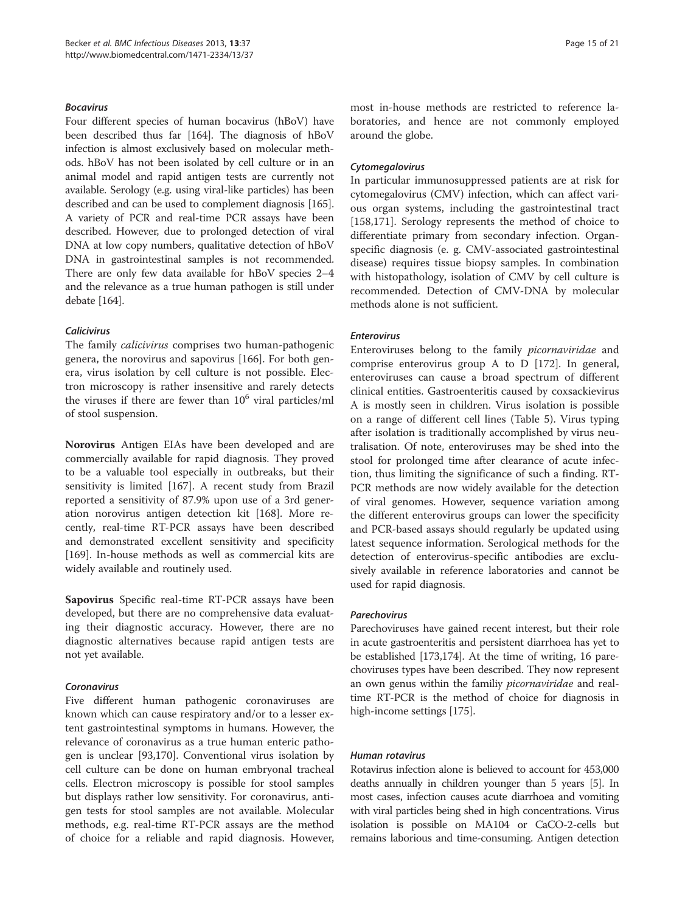### *Bocavirus*

Four different species of human bocavirus (hBoV) have been described thus far [164]. The diagnosis of hBoV infection is almost exclusively based on molecular methods. hBoV has not been isolated by cell culture or in an animal model and rapid antigen tests are currently not available. Serology (e.g. using viral-like particles) has been described and can be used to complement diagnosis [165]. A variety of PCR and real-time PCR assays have been described. However, due to prolonged detection of viral DNA at low copy numbers, qualitative detection of hBoV DNA in gastrointestinal samples is not recommended. There are only few data available for hBoV species 2–4 and the relevance as a true human pathogen is still under debate [164].

### *Calicivirus*

The family *calicivirus* comprises two human-pathogenic genera, the norovirus and sapovirus [166]. For both genera, virus isolation by cell culture is not possible. Electron microscopy is rather insensitive and rarely detects the viruses if there are fewer than $10^6$ viral particles/ml of stool suspension.

**Norovirus** Antigen EIAs have been developed and are commercially available for rapid diagnosis. They proved to be a valuable tool especially in outbreaks, but their sensitivity is limited [167]. A recent study from Brazil reported a sensitivity of 87.9% upon use of a 3rd generation norovirus antigen detection kit [168]. More recently, real-time RT-PCR assays have been described and demonstrated excellent sensitivity and specificity [169]. In-house methods as well as commercial kits are widely available and routinely used.

**Sapovirus** Specific real-time RT-PCR assays have been developed, but there are no comprehensive data evaluating their diagnostic accuracy. However, there are no diagnostic alternatives because rapid antigen tests are not yet available.

### *Coronavirus*

Five different human pathogenic coronaviruses are known which can cause respiratory and/or to a lesser extent gastrointestinal symptoms in humans. However, the relevance of coronavirus as a true human enteric pathogen is unclear [93,170]. Conventional virus isolation by cell culture can be done on human embryonal tracheal cells. Electron microscopy is possible for stool samples but displays rather low sensitivity. For coronavirus, antigen tests for stool samples are not available. Molecular methods, e.g. real-time RT-PCR assays are the method of choice for a reliable and rapid diagnosis. However, most in-house methods are restricted to reference laboratories, and hence are not commonly employed around the globe.

### *Cytomegalovirus*

In particular immunosuppressed patients are at risk for cytomegalovirus (CMV) infection, which can affect various organ systems, including the gastrointestinal tract [158,171]. Serology represents the method of choice to differentiate primary from secondary infection. Organ-specific diagnosis (e. g. CMV-associated gastrointestinal disease) requires tissue biopsy samples. In combination with histopathology, isolation of CMV by cell culture is recommended. Detection of CMV-DNA by molecular methods alone is not sufficient.

### *Enterovirus*

Enteroviruses belong to the family *picornaviridae* and comprise enterovirus group A to D [172]. In general, enteroviruses can cause a broad spectrum of different clinical entities. Gastroenteritis caused by coxsackievirus A is mostly seen in children. Virus isolation is possible on a range of different cell lines (Table 5). Virus typing after isolation is traditionally accomplished by virus neutralisation. Of note, enteroviruses may be shed into the stool for prolonged time after clearance of acute infection, thus limiting the significance of such a finding. RT-PCR methods are now widely available for the detection of viral genomes. However, sequence variation among the different enterovirus groups can lower the specificity and PCR-based assays should regularly be updated using latest sequence information. Serological methods for the detection of enterovirus-specific antibodies are exclusively available in reference laboratories and cannot be used for rapid diagnosis.

### *Parechovirus*

Parechoviruses have gained recent interest, but their role in acute gastroenteritis and persistent diarrhoea has yet to be established [173,174]. At the time of writing, 16 parechoviruses types have been described. They now represent an own genus within the familiy *picornaviridae* and real-time RT-PCR is the method of choice for diagnosis in high-income settings [175].

### *Human rotavirus*

Rotavirus infection alone is believed to account for 453,000 deaths annually in children younger than 5 years [5]. In most cases, infection causes acute diarrhoea and vomiting with viral particles being shed in high concentrations. Virus isolation is possible on MA104 or CaCO-2-cells but remains laborious and time-consuming. Antigen detection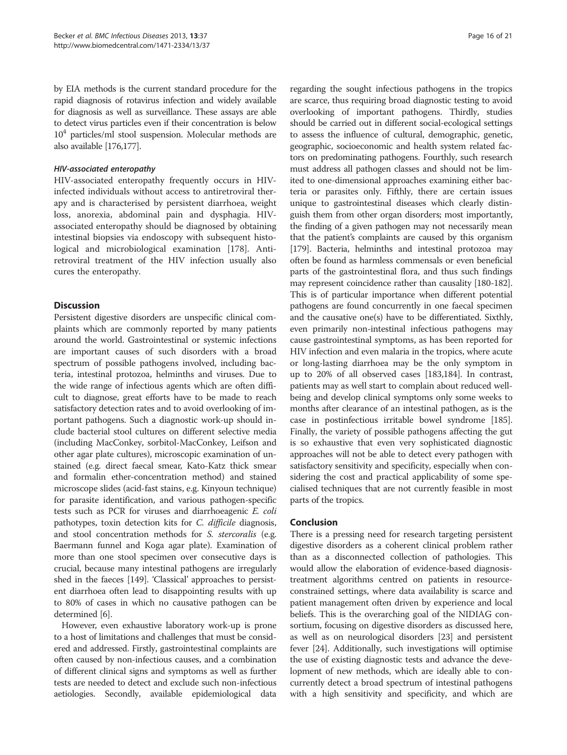by EIA methods is the current standard procedure for the rapid diagnosis of rotavirus infection and widely available for diagnosis as well as surveillance. These assays are able to detect virus particles even if their concentration is below $10^4$ particles/ml stool suspension. Molecular methods are also available [176,177].

#### *HIV-associated enteropathy*

HIV-associated enteropathy frequently occurs in HIV-infected individuals without access to antiretroviral therapy and is characterised by persistent diarrhoea, weight loss, anorexia, abdominal pain and dysphagia. HIV-associated enteropathy should be diagnosed by obtaining intestinal biopsies via endoscopy with subsequent histological and microbiological examination [178]. Antiretroviral treatment of the HIV infection usually also cures the enteropathy.

## Discussion

Persistent digestive disorders are unspecific clinical complaints which are commonly reported by many patients around the world. Gastrointestinal or systemic infections are important causes of such disorders with a broad spectrum of possible pathogens involved, including bacteria, intestinal protozoa, helminths and viruses. Due to the wide range of infectious agents which are often difficult to diagnose, great efforts have to be made to reach satisfactory detection rates and to avoid overlooking of important pathogens. Such a diagnostic work-up should include bacterial stool cultures on different selective media (including MacConkey, sorbitol-MacConkey, Leifson and other agar plate cultures), microscopic examination of unstained (e.g. direct faecal smear, Kato-Katz thick smear and formalin ether-concentration method) and stained microscope slides (acid-fast stains, e.g. Kinyoun technique) for parasite identification, and various pathogen-specific tests such as PCR for viruses and diarrhoeagenic *E. coli* pathotypes, toxin detection kits for *C. difficile* diagnosis, and stool concentration methods for *S. stercoralis* (e.g. Baermann funnel and Koga agar plate). Examination of more than one stool specimen over consecutive days is crucial, because many intestinal pathogens are irregularly shed in the faeces [149]. 'Classical' approaches to persistent diarrhoea often lead to disappointing results with up to 80% of cases in which no causative pathogen can be determined [6].

However, even exhaustive laboratory work-up is prone to a host of limitations and challenges that must be considered and addressed. Firstly, gastrointestinal complaints are often caused by non-infectious causes, and a combination of different clinical signs and symptoms as well as further tests are needed to detect and exclude such non-infectious aetiologies. Secondly, available epidemiological data regarding the sought infectious pathogens in the tropics are scarce, thus requiring broad diagnostic testing to avoid overlooking of important pathogens. Thirdly, studies should be carried out in different social-ecological settings to assess the influence of cultural, demographic, genetic, geographic, socioeconomic and health system related factors on predominating pathogens. Fourthly, such research must address all pathogen classes and should not be limited to one-dimensional approaches examining either bacteria or parasites only. Fifthly, there are certain issues unique to gastrointestinal diseases which clearly distinguish them from other organ disorders; most importantly, the finding of a given pathogen may not necessarily mean that the patient's complaints are caused by this organism [179]. Bacteria, helminths and intestinal protozoa may often be found as harmless commensals or even beneficial parts of the gastrointestinal flora, and thus such findings may represent coincidence rather than causality [180-182]. This is of particular importance when different potential pathogens are found concurrently in one faecal specimen and the causative one(s) have to be differentiated. Sixthly, even primarily non-intestinal infectious pathogens may cause gastrointestinal symptoms, as has been reported for HIV infection and even malaria in the tropics, where acute or long-lasting diarrhoea may be the only symptom in up to 20% of all observed cases [183,184]. In contrast, patients may as well start to complain about reduced well-being and develop clinical symptoms only some weeks to months after clearance of an intestinal pathogen, as is the case in postinfectious irritable bowel syndrome [185]. Finally, the variety of possible pathogens affecting the gut is so exhaustive that even very sophisticated diagnostic approaches will not be able to detect every pathogen with satisfactory sensitivity and specificity, especially when considering the cost and practical applicability of some specialised techniques that are not currently feasible in most parts of the tropics.

## Conclusion

There is a pressing need for research targeting persistent digestive disorders as a coherent clinical problem rather than as a disconnected collection of pathologies. This would allow the elaboration of evidence-based diagnosis-treatment algorithms centred on patients in resource-constrained settings, where data availability is scarce and patient management often driven by experience and local beliefs. This is the overarching goal of the NIDIAG consortium, focusing on digestive disorders as discussed here, as well as on neurological disorders [23] and persistent fever [24]. Additionally, such investigations will optimise the use of existing diagnostic tests and advance the development of new methods, which are ideally able to concurrently detect a broad spectrum of intestinal pathogens with a high sensitivity and specificity, and which are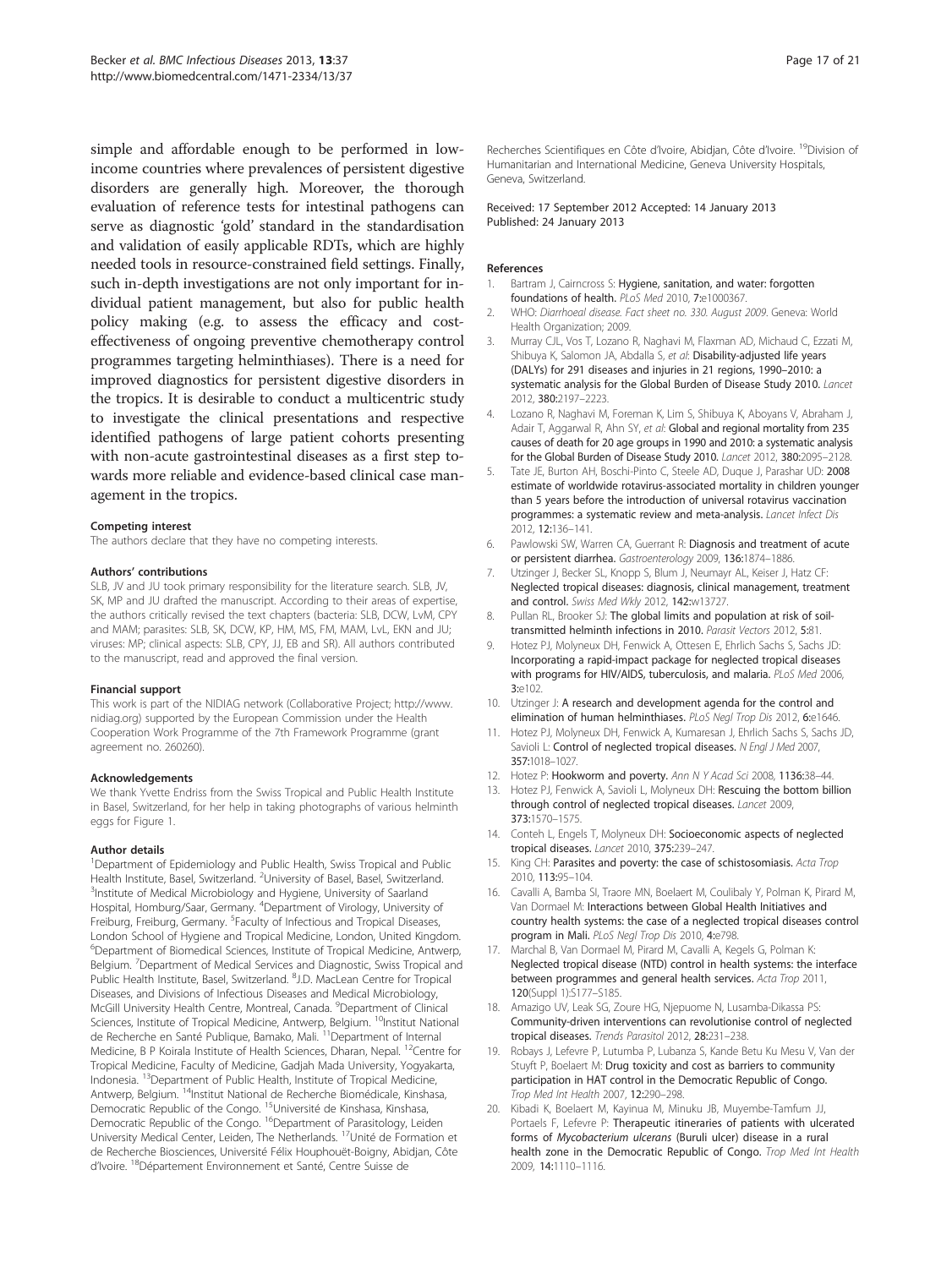simple and affordable enough to be performed in low-income countries where prevalences of persistent digestive disorders are generally high. Moreover, the thorough evaluation of reference tests for intestinal pathogens can serve as diagnostic 'gold' standard in the standardisation and validation of easily applicable RDTs, which are highly needed tools in resource-constrained field settings. Finally, such in-depth investigations are not only important for individual patient management, but also for public health policy making (e.g. to assess the efficacy and cost-effectiveness of ongoing preventive chemotherapy control programmes targeting helminthiases). There is a need for improved diagnostics for persistent digestive disorders in the tropics. It is desirable to conduct a multicentric study to investigate the clinical presentations and respective identified pathogens of large patient cohorts presenting with non-acute gastrointestinal diseases as a first step towards more reliable and evidence-based clinical case management in the tropics.

#### Competing interest

The authors declare that they have no competing interests.

#### Authors' contributions

SLB, JV and JU took primary responsibility for the literature search. SLB, JV, SK, MP and JU drafted the manuscript. According to their areas of expertise, the authors critically revised the text chapters (bacteria: SLB, DCW, LvM, CPY and MAM; parasites: SLB, SK, DCW, KP, HM, MS, FM, MAM, LvL, EKN and JU; viruses: MP; clinical aspects: SLB, CPY, JJ, EB and SR). All authors contributed to the manuscript, read and approved the final version.

#### Financial support

This work is part of the NIDIAG network (Collaborative Project; http://www.nidiag.org) supported by the European Commission under the Health Cooperation Work Programme of the 7th Framework Programme (grant agreement no. 260260).

#### Acknowledgements

We thank Yvette Endriss from the Swiss Tropical and Public Health Institute in Basel, Switzerland, for her help in taking photographs of various helminth eggs for Figure 1.

#### Author details

[1]Department of Epidemiology and Public Health, Swiss Tropical and Public Health Institute, Basel, Switzerland. [2]University of Basel, Basel, Switzerland. [3]Institute of Medical Microbiology and Hygiene, University of Saarland Hospital, Homburg/Saar, Germany. [4]Department of Virology, University of Freiburg, Freiburg, Germany. [5]Faculty of Infectious and Tropical Diseases, London School of Hygiene and Tropical Medicine, London, United Kingdom. [6]Department of Biomedical Sciences, Institute of Tropical Medicine, Antwerp, Belgium. [7]Department of Medical Services and Diagnostic, Swiss Tropical and Public Health Institute, Basel, Switzerland. [8]J.D. MacLean Centre for Tropical Diseases, and Divisions of Infectious Diseases and Medical Microbiology, McGill University Health Centre, Montreal, Canada. [9]Department of Clinical Sciences, Institute of Tropical Medicine, Antwerp, Belgium. [10]Institut National de Recherche en Santé Publique, Bamako, Mali. [11]Department of Internal Medicine, B P Koirala Institute of Health Sciences, Dharan, Nepal. [12]Centre for Tropical Medicine, Faculty of Medicine, Gadjah Mada University, Yogyakarta, Indonesia. [13]Department of Public Health, Institute of Tropical Medicine, Antwerp, Belgium. [14]Institut National de Recherche Biomédicale, Kinshasa, Democratic Republic of the Congo. [15]Université de Kinshasa, Kinshasa, Democratic Republic of the Congo. [16]Department of Parasitology, Leiden University Medical Center, Leiden, The Netherlands. [17]Unité de Formation et de Recherche Biosciences, Université Félix Houphouët-Boigny, Abidjan, Côte d'Ivoire. [18]Département Environnement et Santé, Centre Suisse de Recherches Scientifiques en Côte d'Ivoire, Abidjan, Côte d'Ivoire. [19]Division of Humanitarian and International Medicine, Geneva University Hospitals, Geneva, Switzerland.

Received: 17 September 2012 Accepted: 14 January 2013
Published: 24 January 2013

#### References

1. Bartram J, Cairncross S: **Hygiene, sanitation, and water: forgotten foundations of health.** *PLoS Med* 2010, **7:**e1000367.
2. WHO: *Diarrhoeal disease. Fact sheet no. 330. August 2009*. Geneva: World Health Organization; 2009.
3. Murray CJL, Vos T, Lozano R, Naghavi M, Flaxman AD, Michaud C, Ezzati M, Shibuya K, Salomon JA, Abdalla S, *et al*: **Disability-adjusted life years (DALYs) for 291 diseases and injuries in 21 regions, 1990–2010: a systematic analysis for the Global Burden of Disease Study 2010.** *Lancet* 2012, **380:**2197–2223.
4. Lozano R, Naghavi M, Foreman K, Lim S, Shibuya K, Aboyans V, Abraham J, Adair T, Aggarwal R, Ahn SY, *et al*: **Global and regional mortality from 235 causes of death for 20 age groups in 1990 and 2010: a systematic analysis for the Global Burden of Disease Study 2010.** *Lancet* 2012, **380:**2095–2128.
5. Tate JE, Burton AH, Boschi-Pinto C, Steele AD, Duque J, Parashar UD: **2008 estimate of worldwide rotavirus-associated mortality in children younger than 5 years before the introduction of universal rotavirus vaccination programmes: a systematic review and meta-analysis.** *Lancet Infect Dis* 2012, **12:**136–141.
6. Pawlowski SW, Warren CA, Guerrant R: **Diagnosis and treatment of acute or persistent diarrhea.** *Gastroenterology* 2009, **136:**1874–1886.
7. Utzinger J, Becker SL, Knopp S, Blum J, Neumayr AL, Keiser J, Hatz CF: **Neglected tropical diseases: diagnosis, clinical management, treatment and control.** *Swiss Med Wkly* 2012, **142:**w13727.
8. Pullan RL, Brooker SJ: **The global limits and population at risk of soil-transmitted helminth infections in 2010.** *Parasit Vectors* 2012, **5:**81.
9. Hotez PJ, Molyneux DH, Fenwick A, Ottesen E, Ehrlich Sachs S, Sachs JD: **Incorporating a rapid-impact package for neglected tropical diseases with programs for HIV/AIDS, tuberculosis, and malaria.** *PLoS Med* 2006, **3:**e102.
10. Utzinger J: **A research and development agenda for the control and elimination of human helminthiases.** *PLoS Negl Trop Dis* 2012, **6:**e1646.
11. Hotez PJ, Molyneux DH, Fenwick A, Kumaresan J, Ehrlich Sachs S, Sachs JD, Savioli L: **Control of neglected tropical diseases.** *N Engl J Med* 2007, **357:**1018–1027.
12. Hotez P: **Hookworm and poverty.** *Ann N Y Acad Sci* 2008, **1136:**38–44.
13. Hotez PJ, Fenwick A, Savioli L, Molyneux DH: **Rescuing the bottom billion through control of neglected tropical diseases.** *Lancet* 2009, **373:**1570–1575.
14. Conteh L, Engels T, Molyneux DH: **Socioeconomic aspects of neglected tropical diseases.** *Lancet* 2010, **375:**239–247.
15. King CH: **Parasites and poverty: the case of schistosomiasis.** *Acta Trop* 2010, **113:**95–104.
16. Cavalli A, Bamba SI, Traore MN, Boelaert M, Coulibaly Y, Polman K, Pirard M, Van Dormael M: **Interactions between Global Health Initiatives and country health systems: the case of a neglected tropical diseases control program in Mali.** *PLoS Negl Trop Dis* 2010, **4:**e798.
17. Marchal B, Van Dormael M, Pirard M, Cavalli A, Kegels G, Polman K: **Neglected tropical disease (NTD) control in health systems: the interface between programmes and general health services.** *Acta Trop* 2011, **120**(Suppl 1)**:**S177–S185.
18. Amazigo UV, Leak SG, Zoure HG, Njepuome N, Lusamba-Dikassa PS: **Community-driven interventions can revolutionise control of neglected tropical diseases.** *Trends Parasitol* 2012, **28:**231–238.
19. Robays J, Lefevre P, Lutumba P, Lubanza S, Kande Betu Ku Mesu V, Van der Stuyft P, Boelaert M: **Drug toxicity and cost as barriers to community participation in HAT control in the Democratic Republic of Congo.** *Trop Med Int Health* 2007, **12:**290–298.
20. Kibadi K, Boelaert M, Kayinua M, Minuku JB, Muyembe-Tamfum JJ, Portaels F, Lefevre P: **Therapeutic itineraries of patients with ulcerated forms of *Mycobacterium ulcerans* (Buruli ulcer) disease in a rural health zone in the Democratic Republic of Congo.** *Trop Med Int Health* 2009, **14:**1110–1116.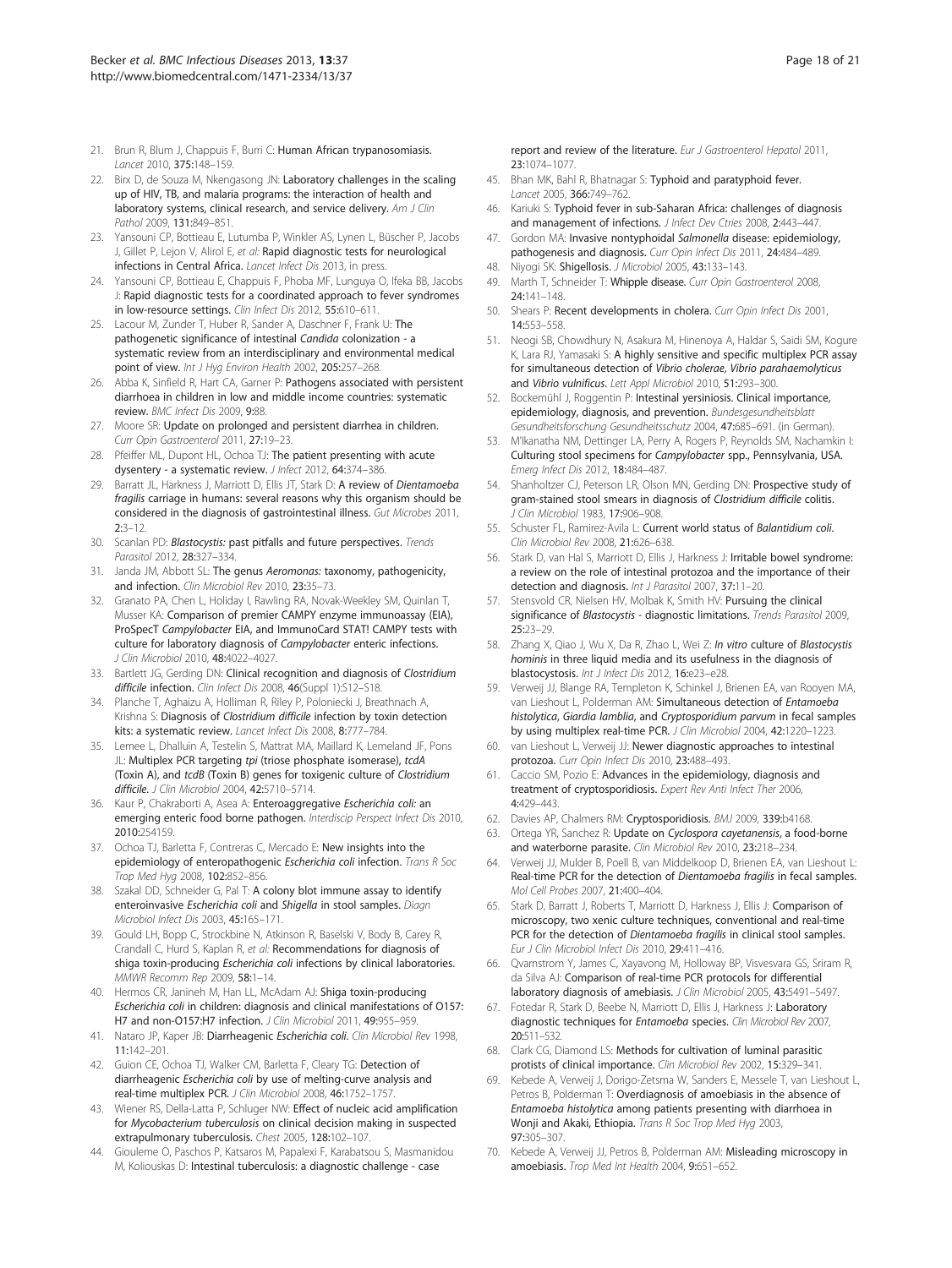21. Brun R, Blum J, Chappuis F, Burri C: **Human African trypanosomiasis.** *Lancet* 2010, **375:**148–159.
22. Birx D, de Souza M, Nkengasong JN: **Laboratory challenges in the scaling up of HIV, TB, and malaria programs: the interaction of health and laboratory systems, clinical research, and service delivery.** *Am J Clin Pathol* 2009, **131:**849–851.
23. Yansouni CP, Bottieau E, Lutumba P, Winkler AS, Lynen L, Büscher P, Jacobs J, Gillet P, Lejon V, Alirol E, *et al*: **Rapid diagnostic tests for neurological infections in Central Africa.** *Lancet Infect Dis* 2013, in press.
24. Yansouni CP, Bottieau E, Chappuis F, Phoba MF, Lunguya O, Ifeka BB, Jacobs J: **Rapid diagnostic tests for a coordinated approach to fever syndromes in low-resource settings.** *Clin Infect Dis* 2012, **55:**610–611.
25. Lacour M, Zunder T, Huber R, Sander A, Daschner F, Frank U: **The pathogenetic significance of intestinal** ***Candida*** **colonization - a systematic review from an interdisciplinary and environmental medical point of view.** *Int J Hyg Environ Health* 2002, **205:**257–268.
26. Abba K, Sinfield R, Hart CA, Garner P: **Pathogens associated with persistent diarrhoea in children in low and middle income countries: systematic review.** *BMC Infect Dis* 2009, **9:**88.
27. Moore SR: **Update on prolonged and persistent diarrhea in children.** *Curr Opin Gastroenterol* 2011, **27:**19–23.
28. Pfeiffer ML, Dupont HL, Ochoa TJ: **The patient presenting with acute dysentery - a systematic review.** *J Infect* 2012, **64:**374–386.
29. Barratt JL, Harkness J, Marriott D, Ellis JT, Stark D: **A review of** ***Dientamoeba fragilis*** **carriage in humans: several reasons why this organism should be considered in the diagnosis of gastrointestinal illness.** *Gut Microbes* 2011, **2:**3–12.
30. Scanlan PD: ***Blastocystis:*** **past pitfalls and future perspectives.** *Trends Parasitol* 2012, **28:**327–334.
31. Janda JM, Abbott SL: **The genus** ***Aeromonas:*** **taxonomy, pathogenicity, and infection.** *Clin Microbiol Rev* 2010, **23:**35–73.
32. Granato PA, Chen L, Holiday I, Rawling RA, Novak-Weekley SM, Quinlan T, Musser KA: **Comparison of premier CAMPY enzyme immunoassay (EIA), ProSpecT** ***Campylobacter*** **EIA, and ImmunoCard STAT! CAMPY tests with culture for laboratory diagnosis of** ***Campylobacter*** **enteric infections.** *J Clin Microbiol* 2010, **48:**4022–4027.
33. Bartlett JG, Gerding DN: **Clinical recognition and diagnosis of** ***Clostridium difficile*** **infection.** *Clin Infect Dis* 2008, **46**(Suppl 1):S12–S18.
34. Planche T, Aghaizu A, Holliman R, Riley P, Poloniecki J, Breathnach A, Krishna S: **Diagnosis of** ***Clostridium difficile*** **infection by toxin detection kits: a systematic review.** *Lancet Infect Dis* 2008, **8:**777–784.
35. Lemee L, Dhalluin A, Testelin S, Mattrat MA, Maillard K, Lemeland JF, Pons JL: **Multiplex PCR targeting** ***tpi*** **(triose phosphate isomerase),** ***tcdA*** **(Toxin A), and** ***tcdB*** **(Toxin B) genes for toxigenic culture of** ***Clostridium difficile.*** *J Clin Microbiol* 2004, **42:**5710–5714.
36. Kaur P, Chakraborti A, Asea A: **Enteroaggregative** ***Escherichia coli:*** **an emerging enteric food borne pathogen.** *Interdiscip Perspect Infect Dis* 2010, **2010:**254159.
37. Ochoa TJ, Barletta F, Contreras C, Mercado E: **New insights into the epidemiology of enteropathogenic** ***Escherichia coli*** **infection.** *Trans R Soc Trop Med Hyg* 2008, **102:**852–856.
38. Szakal DD, Schneider G, Pal T: **A colony blot immune assay to identify enteroinvasive** ***Escherichia coli*** **and** ***Shigella*** **in stool samples.** *Diagn Microbiol Infect Dis* 2003, **45:**165–171.
39. Gould LH, Bopp C, Strockbine N, Atkinson R, Baselski V, Body B, Carey R, Crandall C, Hurd S, Kaplan R, *et al*: **Recommendations for diagnosis of shiga toxin-producing** ***Escherichia coli*** **infections by clinical laboratories.** *MMWR Recomm Rep* 2009, **58:**1–14.
40. Hermos CR, Janineh M, Han LL, McAdam AJ: **Shiga toxin-producing** ***Escherichia coli*** **in children: diagnosis and clinical manifestations of O157: H7 and non-O157:H7 infection.** *J Clin Microbiol* 2011, **49:**955–959.
41. Nataro JP, Kaper JB: **Diarrheagenic** ***Escherichia coli.*** *Clin Microbiol Rev* 1998, **11:**142–201.
42. Guion CE, Ochoa TJ, Walker CM, Barletta F, Cleary TG: **Detection of diarrheagenic** ***Escherichia coli*** **by use of melting-curve analysis and real-time multiplex PCR.** *J Clin Microbiol* 2008, **46:**1752–1757.
43. Wiener RS, Della-Latta P, Schluger NW: **Effect of nucleic acid amplification for** ***Mycobacterium tuberculosis*** **on clinical decision making in suspected extrapulmonary tuberculosis.** *Chest* 2005, **128:**102–107.
44. Giouleme O, Paschos P, Katsaros M, Papalexi F, Karabatsou S, Masmanidou M, Koliouskas D: **Intestinal tuberculosis: a diagnostic challenge - case report and review of the literature.** *Eur J Gastroenterol Hepatol* 2011, **23:**1074–1077.
45. Bhan MK, Bahl R, Bhatnagar S: **Typhoid and paratyphoid fever.** *Lancet* 2005, **366:**749–762.
46. Kariuki S: **Typhoid fever in sub-Saharan Africa: challenges of diagnosis and management of infections.** *J Infect Dev Ctries* 2008, **2:**443–447.
47. Gordon MA: **Invasive nontyphoidal** ***Salmonella*** **disease: epidemiology, pathogenesis and diagnosis.** *Curr Opin Infect Dis* 2011, **24:**484–489.
48. Niyogi SK: **Shigellosis.** *J Microbiol* 2005, **43:**133–143.
49. Marth T, Schneider T: **Whipple disease.** *Curr Opin Gastroenterol* 2008, **24:**141–148.
50. Shears P: **Recent developments in cholera.** *Curr Opin Infect Dis* 2001, **14:**553–558.
51. Neogi SB, Chowdhury N, Asakura M, Hinenoya A, Haldar S, Saidi SM, Kogure K, Lara RJ, Yamasaki S: **A highly sensitive and specific multiplex PCR assay for simultaneous detection of** ***Vibrio cholerae, Vibrio parahaemolyticus*** **and** ***Vibrio vulnificus.*** *Lett Appl Microbiol* 2010, **51:**293–300.
52. Bockemühl J, Roggentin P: **Intestinal yersiniosis. Clinical importance, epidemiology, diagnosis, and prevention.** *Bundesgesundheitsblatt Gesundheitsforschung Gesundheitsschutz* 2004, **47:**685–691. (in German).
53. M'ikanatha NM, Dettinger LA, Perry A, Rogers P, Reynolds SM, Nachamkin I: **Culturing stool specimens for** ***Campylobacter*** **spp., Pennsylvania, USA.** *Emerg Infect Dis* 2012, **18:**484–487.
54. Shanholtzer CJ, Peterson LR, Olson MN, Gerding DN: **Prospective study of gram-stained stool smears in diagnosis of** ***Clostridium difficile*** **colitis.** *J Clin Microbiol* 1983, **17:**906–908.
55. Schuster FL, Ramirez-Avila L: **Current world status of** ***Balantidium coli.*** *Clin Microbiol Rev* 2008, **21:**626–638.
56. Stark D, van Hal S, Marriott D, Ellis J, Harkness J: **Irritable bowel syndrome: a review on the role of intestinal protozoa and the importance of their detection and diagnosis.** *Int J Parasitol* 2007, **37:**11–20.
57. Stensvold CR, Nielsen HV, Molbak K, Smith HV: **Pursuing the clinical significance of** ***Blastocystis*** **- diagnostic limitations.** *Trends Parasitol* 2009, **25:**23–29.
58. Zhang X, Qiao J, Wu X, Da R, Zhao L, Wei Z: ***In vitro*** **culture of** ***Blastocystis hominis*** **in three liquid media and its usefulness in the diagnosis of blastocystosis.** *Int J Infect Dis* 2012, **16:**e23–e28.
59. Verweij JJ, Blange RA, Templeton K, Schinkel J, Brienen EA, van Rooyen MA, van Lieshout L, Polderman AM: **Simultaneous detection of** ***Entamoeba histolytica, Giardia lamblia,*** **and** ***Cryptosporidium parvum*** **in fecal samples by using multiplex real-time PCR.** *J Clin Microbiol* 2004, **42:**1220–1223.
60. van Lieshout L, Verweij JJ: **Newer diagnostic approaches to intestinal protozoa.** *Curr Opin Infect Dis* 2010, **23:**488–493.
61. Caccio SM, Pozio E: **Advances in the epidemiology, diagnosis and treatment of cryptosporidiosis.** *Expert Rev Anti Infect Ther* 2006, **4:**429–443.
62. Davies AP, Chalmers RM: **Cryptosporidiosis.** *BMJ* 2009, **339:**b4168.
63. Ortega YR, Sanchez R: **Update on** ***Cyclospora cayetanensis*****, a food-borne and waterborne parasite.** *Clin Microbiol Rev* 2010, **23:**218–234.
64. Verweij JJ, Mulder B, Poell B, van Middelkoop D, Brienen EA, van Lieshout L: **Real-time PCR for the detection of** ***Dientamoeba fragilis*** **in fecal samples.** *Mol Cell Probes* 2007, **21:**400–404.
65. Stark D, Barratt J, Roberts T, Marriott D, Harkness J, Ellis J: **Comparison of microscopy, two xenic culture techniques, conventional and real-time PCR for the detection of** ***Dientamoeba fragilis*** **in clinical stool samples.** *Eur J Clin Microbiol Infect Dis* 2010, **29:**411–416.
66. Qvarnstrom Y, James C, Xayavong M, Holloway BP, Visvesvara GS, Sriram R, da Silva AJ: **Comparison of real-time PCR protocols for differential laboratory diagnosis of amebiasis.** *J Clin Microbiol* 2005, **43:**5491–5497.
67. Fotedar R, Stark D, Beebe N, Marriott D, Ellis J, Harkness J: **Laboratory diagnostic techniques for** ***Entamoeba*** **species.** *Clin Microbiol Rev* 2007, **20:**511–532.
68. Clark CG, Diamond LS: **Methods for cultivation of luminal parasitic protists of clinical importance.** *Clin Microbiol Rev* 2002, **15:**329–341.
69. Kebede A, Verweij J, Dorigo-Zetsma W, Sanders E, Messele T, van Lieshout L, Petros B, Polderman T: **Overdiagnosis of amoebiasis in the absence of** ***Entamoeba histolytica*** **among patients presenting with diarrhoea in Wonji and Akaki, Ethiopia.** *Trans R Soc Trop Med Hyg* 2003, **97:**305–307.
70. Kebede A, Verweij JJ, Petros B, Polderman AM: **Misleading microscopy in amoebiasis.** *Trop Med Int Health* 2004, **9:**651–652.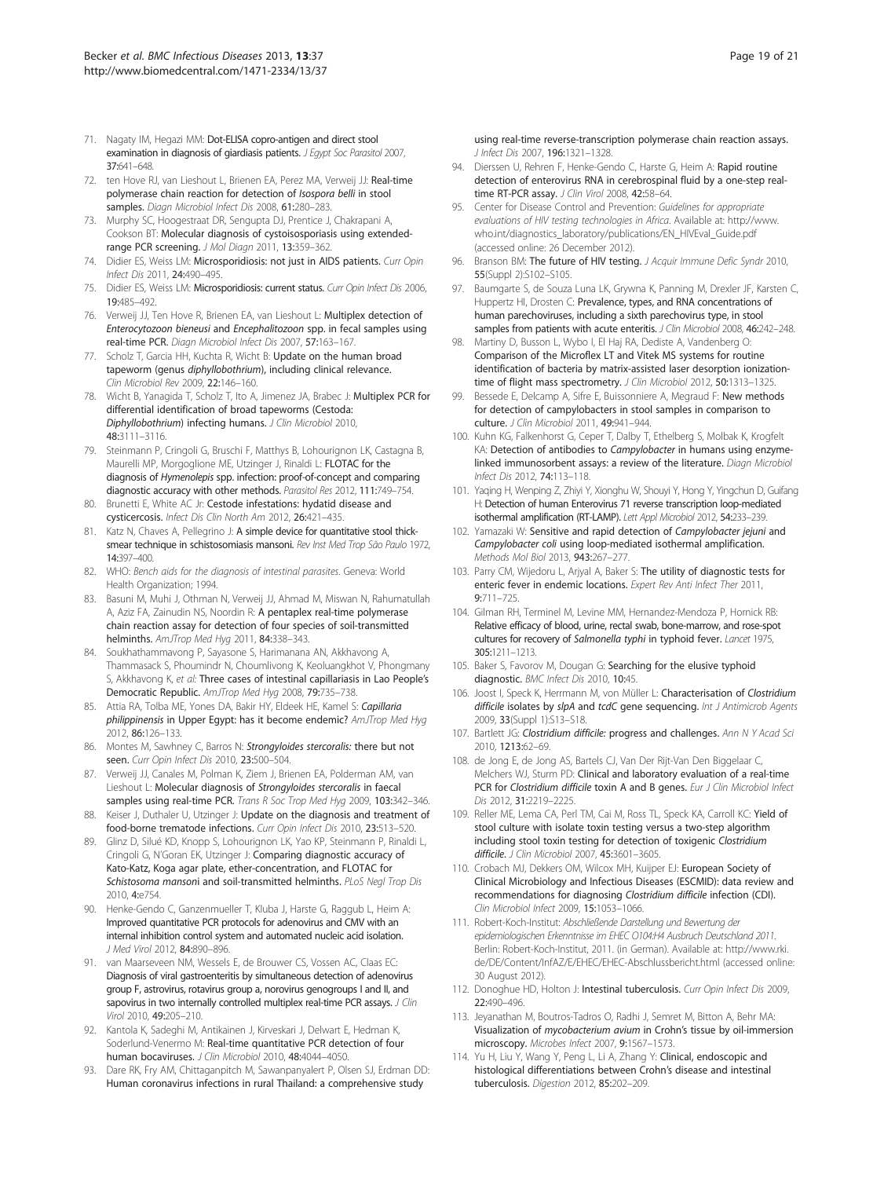71. Nagaty IM, Hegazi MM: **Dot-ELISA copro-antigen and direct stool examination in diagnosis of giardiasis patients.** *J Egypt Soc Parasitol* 2007, **37:**641–648.
72. ten Hove RJ, van Lieshout L, Brienen EA, Perez MA, Verweij JJ: **Real-time polymerase chain reaction for detection of *Isospora belli* in stool samples.** *Diagn Microbiol Infect Dis* 2008, **61:**280–283.
73. Murphy SC, Hoogestraat DR, Sengupta DJ, Prentice J, Chakrapani A, Cookson BT: **Molecular diagnosis of cystoisosporiasis using extended-range PCR screening.** *J Mol Diagn* 2011, **13:**359–362.
74. Didier ES, Weiss LM: **Microsporidiosis: not just in AIDS patients.** *Curr Opin Infect Dis* 2011, **24:**490–495.
75. Didier ES, Weiss LM: **Microsporidiosis: current status.** *Curr Opin Infect Dis* 2006, **19:**485–492.
76. Verweij JJ, Ten Hove R, Brienen EA, van Lieshout L: **Multiplex detection of *Enterocytozoon bieneusi* and *Encephalitozoon* spp. in fecal samples using real-time PCR.** *Diagn Microbiol Infect Dis* 2007, **57:**163–167.
77. Scholz T, Garcia HH, Kuchta R, Wicht B: **Update on the human broad tapeworm (genus *diphyllobothrium*), including clinical relevance.** *Clin Microbiol Rev* 2009, **22:**146–160.
78. Wicht B, Yanagida T, Scholz T, Ito A, Jimenez JA, Brabec J: **Multiplex PCR for differential identification of broad tapeworms (Cestoda: *Diphyllobothrium*) infecting humans.** *J Clin Microbiol* 2010, **48:**3111–3116.
79. Steinmann P, Cringoli G, Bruschi F, Matthys B, Lohourignon LK, Castagna B, Maurelli MP, Morgoglione ME, Utzinger J, Rinaldi L: **FLOTAC for the diagnosis of *Hymenolepis* spp. infection: proof-of-concept and comparing diagnostic accuracy with other methods.** *Parasitol Res* 2012, **111:**749–754.
80. Brunetti E, White AC Jr: **Cestode infestations: hydatid disease and cysticercosis.** *Infect Dis Clin North Am* 2012, **26:**421–435.
81. Katz N, Chaves A, Pellegrino J: **A simple device for quantitative stool thick-smear technique in schistosomiasis mansoni.** *Rev Inst Med Trop São Paulo* 1972, **14:**397–400.
82. WHO: *Bench aids for the diagnosis of intestinal parasites*. Geneva: World Health Organization; 1994.
83. Basuni M, Muhi J, Othman N, Verweij JJ, Ahmad M, Miswan N, Rahumatullah A, Aziz FA, Zainudin NS, Noordin R: **A pentaplex real-time polymerase chain reaction assay for detection of four species of soil-transmitted helminths.** *AmJTrop Med Hyg* 2011, **84:**338–343.
84. Soukhathammavong P, Sayasone S, Harimanana AN, Akkhavong A, Thammasack S, Phoumindr N, Choumlivong K, Keoluangkhot V, Phongmany S, Akkhavong K, *et al*: **Three cases of intestinal capillariasis in Lao People's Democratic Republic.** *AmJTrop Med Hyg* 2008, **79:**735–738.
85. Attia RA, Tolba ME, Yones DA, Bakir HY, Eldeek HE, Kamel S: ***Capillaria philippinensis* in Upper Egypt: has it become endemic?** *AmJTrop Med Hyg* 2012, **86:**126–133.
86. Montes M, Sawhney C, Barros N: ***Strongyloides stercoralis*: there but not seen.** *Curr Opin Infect Dis* 2010, **23:**500–504.
87. Verweij JJ, Canales M, Polman K, Ziem J, Brienen EA, Polderman AM, van Lieshout L: **Molecular diagnosis of *Strongyloides stercoralis* in faecal samples using real-time PCR.** *Trans R Soc Trop Med Hyg* 2009, **103:**342–346.
88. Keiser J, Duthaler U, Utzinger J: **Update on the diagnosis and treatment of food-borne trematode infections.** *Curr Opin Infect Dis* 2010, **23:**513–520.
89. Glinz D, Silué KD, Knopp S, Lohourignon LK, Yao KP, Steinmann P, Rinaldi L, Cringoli G, N'Goran EK, Utzinger J: **Comparing diagnostic accuracy of Kato-Katz, Koga agar plate, ether-concentration, and FLOTAC for *Schistosoma mansoni* and soil-transmitted helminths.** *PLoS Negl Trop Dis* 2010, **4:**e754.
90. Henke-Gendo C, Ganzenmueller T, Kluba J, Harste G, Raggub L, Heim A: **Improved quantitative PCR protocols for adenovirus and CMV with an internal inhibition control system and automated nucleic acid isolation.** *J Med Virol* 2012, **84:**890–896.
91. van Maarseveen NM, Wessels E, de Brouwer CS, Vossen AC, Claas EC: **Diagnosis of viral gastroenteritis by simultaneous detection of adenovirus group F, astrovirus, rotavirus group a, norovirus genogroups I and II, and sapovirus in two internally controlled multiplex real-time PCR assays.** *J Clin Virol* 2010, **49:**205–210.
92. Kantola K, Sadeghi M, Antikainen J, Kirveskari J, Delwart E, Hedman K, Soderlund-Venermo M: **Real-time quantitative PCR detection of four human bocaviruses.** *J Clin Microbiol* 2010, **48:**4044–4050.
93. Dare RK, Fry AM, Chittaganpitch M, Sawanpanyalert P, Olsen SJ, Erdman DD: **Human coronavirus infections in rural Thailand: a comprehensive study using real-time reverse-transcription polymerase chain reaction assays.** *J Infect Dis* 2007, **196:**1321–1328.
94. Dierssen U, Rehren F, Henke-Gendo C, Harste G, Heim A: **Rapid routine detection of enterovirus RNA in cerebrospinal fluid by a one-step real-time RT-PCR assay.** *J Clin Virol* 2008, **42:**58–64.
95. Center for Disease Control and Prevention: *Guidelines for appropriate evaluations of HIV testing technologies in Africa*. Available at: http://www.who.int/diagnostics_laboratory/publications/EN_HIVEval_Guide.pdf (accessed online: 26 December 2012).
96. Branson BM: **The future of HIV testing.** *J Acquir Immune Defic Syndr* 2010, **55**(Suppl 2):S102–S105.
97. Baumgarte S, de Souza Luna LK, Grywna K, Panning M, Drexler JF, Karsten C, Huppertz HI, Drosten C: **Prevalence, types, and RNA concentrations of human parechoviruses, including a sixth parechovirus type, in stool samples from patients with acute enteritis.** *J Clin Microbiol* 2008, **46:**242–248.
98. Martiny D, Busson L, Wybo I, El Haj RA, Dediste A, Vandenberg O: **Comparison of the Microflex LT and Vitek MS systems for routine identification of bacteria by matrix-assisted laser desorption ionization-time of flight mass spectrometry.** *J Clin Microbiol* 2012, **50:**1313–1325.
99. Bessede E, Delcamp A, Sifre E, Buissonniere A, Megraud F: **New methods for detection of campylobacters in stool samples in comparison to culture.** *J Clin Microbiol* 2011, **49:**941–944.
100. Kuhn KG, Falkenhorst G, Ceper T, Dalby T, Ethelberg S, Molbak K, Krogfelt KA: **Detection of antibodies to *Campylobacter* in humans using enzyme-linked immunosorbent assays: a review of the literature.** *Diagn Microbiol Infect Dis* 2012, **74:**113–118.
101. Yaqing H, Wenping Z, Zhiyi Y, Xionghu W, Shouyi Y, Hong Y, Yingchun D, Guifang H: **Detection of human Enterovirus 71 reverse transcription loop-mediated isothermal amplification (RT-LAMP).** *Lett Appl Microbiol* 2012, **54:**233–239.
102. Yamazaki W: **Sensitive and rapid detection of *Campylobacter jejuni* and *Campylobacter coli* using loop-mediated isothermal amplification.** *Methods Mol Biol* 2013, **943:**267–277.
103. Parry CM, Wijedoru L, Arjyal A, Baker S: **The utility of diagnostic tests for enteric fever in endemic locations.** *Expert Rev Anti Infect Ther* 2011, **9:**711–725.
104. Gilman RH, Terminel M, Levine MM, Hernandez-Mendoza P, Hornick RB: **Relative efficacy of blood, urine, rectal swab, bone-marrow, and rose-spot cultures for recovery of *Salmonella typhi* in typhoid fever.** *Lancet* 1975, **305:**1211–1213.
105. Baker S, Favorov M, Dougan G: **Searching for the elusive typhoid diagnostic.** *BMC Infect Dis* 2010, **10:**45.
106. Joost I, Speck K, Herrmann M, von Müller L: **Characterisation of *Clostridium difficile* isolates by *slpA* and *tcdC* gene sequencing.** *Int J Antimicrob Agents* 2009, **33**(Suppl 1):S13–S18.
107. Bartlett JG: ***Clostridium difficile*: progress and challenges.** *Ann N Y Acad Sci* 2010, **1213:**62–69.
108. de Jong E, de Jong AS, Bartels CJ, Van Der Rijt-Van Den Biggelaar C, Melchers WJ, Sturm PD: **Clinical and laboratory evaluation of a real-time PCR for *Clostridium difficile* toxin A and B genes.** *Eur J Clin Microbiol Infect Dis* 2012, **31:**2219–2225.
109. Reller ME, Lema CA, Perl TM, Cai M, Ross TL, Speck KA, Carroll KC: **Yield of stool culture with isolate toxin testing versus a two-step algorithm including stool toxin testing for detection of toxigenic *Clostridium difficile*.** *J Clin Microbiol* 2007, **45:**3601–3605.
110. Crobach MJ, Dekkers OM, Wilcox MH, Kuijper EJ: **European Society of Clinical Microbiology and Infectious Diseases (ESCMID): data review and recommendations for diagnosing *Clostridium difficile* infection (CDI).** *Clin Microbiol Infect* 2009, **15:**1053–1066.
111. Robert-Koch-Institut: *Abschließende Darstellung und Bewertung der epidemiologischen Erkenntnisse im EHEC O104:H4 Ausbruch Deutschland 2011*. Berlin: Robert-Koch-Institut, 2011. (in German). Available at: http://www.rki.de/DE/Content/InfAZ/E/EHEC/EHEC-Abschlussbericht.html (accessed online: 30 August 2012).
112. Donoghue HD, Holton J: **Intestinal tuberculosis.** *Curr Opin Infect Dis* 2009, **22:**490–496.
113. Jeyanathan M, Boutros-Tadros O, Radhi J, Semret M, Bitton A, Behr MA: **Visualization of *mycobacterium avium* in Crohn's tissue by oil-immersion microscopy.** *Microbes Infect* 2007, **9:**1567–1573.
114. Yu H, Liu Y, Wang Y, Peng L, Li A, Zhang Y: **Clinical, endoscopic and histological differentiations between Crohn's disease and intestinal tuberculosis.** *Digestion* 2012, **85:**202–209.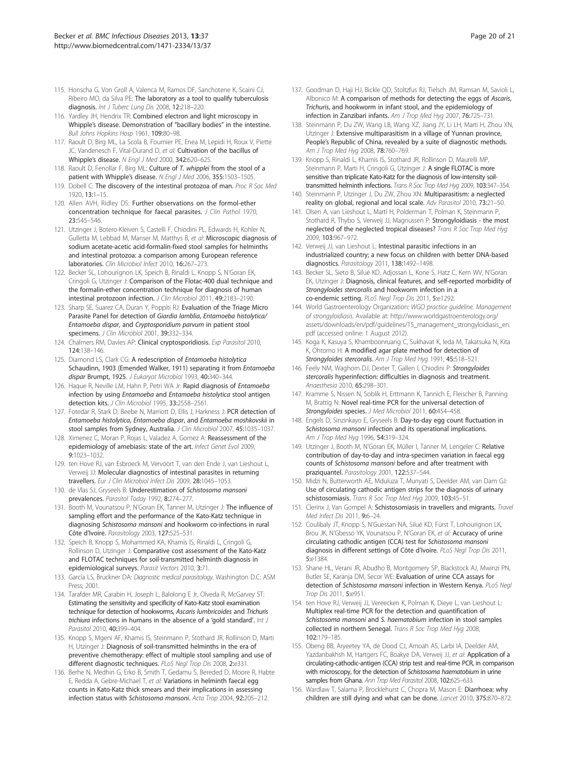115. Honscha G, Von Groll A, Valenca M, Ramos DF, Sanchotene K, Scaini CJ, Ribeiro MO, da Silva PE: **The laboratory as a tool to qualify tuberculosis diagnosis.** *Int J Tuberc Lung Dis* 2008, **12:**218–220.
116. Yardley JH, Hendrix TR: **Combined electron and light microscopy in Whipple's disease. Demonstration of "bacillary bodies" in the intestine.** *Bull Johns Hopkins Hosp* 1961, **109:**80–98.
117. Raoult D, Birg ML, La Scola B, Fournier PE, Enea M, Lepidi H, Roux V, Piette JC, Vandenesch F, Vital-Durand D, *et al:* **Cultivation of the bacillus of Whipple's disease.** *N Engl J Med* 2000, **342:**620–625.
118. Raoult D, Fenollar F, Birg ML: **Culture of** ***T. whipplei*** **from the stool of a patient with Whipple's disease.** *N Engl J Med* 2006, **355:**1503–1505.
119. Dobell C: **The discovery of the intestinal protozoa of man.** *Proc R Soc Med* 1920, **13:**1–15.
120. Allen AVH, Ridley DS: **Further observations on the formol-ether concentration technique for faecal parasites.** *J Clin Pathol* 1970, **23:**545–546.
121. Utzinger J, Botero-Kleiven S, Castelli F, Chiodini PL, Edwards H, Kohler N, Gulletta M, Lebbad M, Manser M, Matthys B, *et al:* **Microscopic diagnosis of sodium acetate-acetic acid-formalin-fixed stool samples for helminths and intestinal protozoa: a comparison among European reference laboratories.** *Clin Microbiol Infect* 2010, **16:**267–273.
122. Becker SL, Lohourignon LK, Speich B, Rinaldi L, Knopp S, N'Goran EK, Cringoli G, Utzinger J: **Comparison of the Flotac-400 dual technique and the formalin-ether concentration technique for diagnosis of human intestinal protozoon infection.** *J Clin Microbiol* 2011, **49:**2183–2190.
123. Sharp SE, Suarez CA, Duran Y, Poppiti RJ: **Evaluation of the Triage Micro Parasite Panel for detection of** ***Giardia lamblia, Entamoeba histolytica/ Entamoeba dispar*****, and** ***Cryptosporidium parvum*** **in patient stool specimens.** *J Clin Microbiol* 2001, **39:**332–334.
124. Chalmers RM, Davies AP: **Clinical cryptosporidiosis.** *Exp Parasitol* 2010, **124:**138–146.
125. Diamond LS, Clark CG: **A redescription of** ***Entamoeba histolytica*** **Schaudinn, 1903 (Emended Walker, 1911) separating it from** ***Entamoeba dispar*** **Brumpt, 1925.** *J Eukaryot Microbiol* 1993, **40:**340–344.
126. Haque R, Neville LM, Hahn P, Petri WA Jr: **Rapid diagnosis of** ***Entamoeba*** **infection by using** ***Entamoeba*** **and** ***Entamoeba histolytica*** **stool antigen detection kits.** *J Clin Microbiol* 1995, **33:**2558–2561.
127. Fotedar R, Stark D, Beebe N, Marriott D, Ellis J, Harkness J: **PCR detection of** ***Entamoeba histolytica, Entamoeba dispar*****, and** ***Entamoeba moshkovskii*** **in stool samples from Sydney, Australia.** *J Clin Microbiol* 2007, **45:**1035–1037.
128. Ximenez C, Moran P, Rojas L, Valadez A, Gomez A: **Reassessment of the epidemiology of amebiasis: state of the art.** *Infect Genet Evol* 2009, **9:**1023–1032.
129. ten Hove RJ, van Esbroeck M, Vervoort T, van den Ende J, van Lieshout L, Verweij JJ: **Molecular diagnostics of intestinal parasites in returning travellers.** *Eur J Clin Microbiol Infect Dis* 2009, **28:**1045–1053.
130. de Vlas SJ, Gryseels B: **Underestimation of** ***Schistosoma mansoni*** **prevalences.** *Parasitol Today* 1992, **8:**274–277.
131. Booth M, Vounatsou P, N'Goran EK, Tanner M, Utzinger J: **The influence of sampling effort and the performance of the Kato-Katz technique in diagnosing** ***Schistosoma mansoni*** **and hookworm co-infections in rural Côte d'Ivoire.** *Parasitology* 2003, **127:**525–531.
132. Speich B, Knopp S, Mohammed KA, Khamis IS, Rinaldi L, Cringoli G, Rollinson D, Utzinger J: **Comparative cost assessment of the Kato-Katz and FLOTAC techniques for soil-transmitted helminth diagnosis in epidemiological surveys.** *Parasit Vectors* 2010, **3:**71.
133. García LS, Bruckner DA: *Diagnostic medical parasitology.* Washington D.C: ASM Press; 2001.
134. Tarafder MR, Carabin H, Joseph L, Balolong E Jr, Olveda R, McGarvey ST: **Estimating the sensitivity and specificity of Kato-Katz stool examination technique for detection of hookworms,** ***Ascaris lumbricoides*** **and** ***Trichuris trichiura*** **infections in humans in the absence of a 'gold standard'.** *Int J Parasitol* 2010, **40:**399–404.
135. Knopp S, Mgeni AF, Khamis IS, Steinmann P, Stothard JR, Rollinson D, Marti H, Utzinger J: **Diagnosis of soil-transmitted helminths in the era of preventive chemotherapy: effect of multiple stool sampling and use of different diagnostic techniques.** *PLoS Negl Trop Dis* 2008, **2:**e331.
136. Berhe N, Medhin G, Erko B, Smith T, Gedamu S, Bereded D, Moore R, Habte E, Redda A, Gebre-Michael T, *et al:* **Variations in helminth faecal egg counts in Kato-Katz thick smears and their implications in assessing infection status with** ***Schistosoma mansoni.*** *Acta Trop* 2004, **92:**205–212.
137. Goodman D, Haji HJ, Bickle QD, Stoltzfus RJ, Tielsch JM, Ramsan M, Savioli L, Albonico M: **A comparison of methods for detecting the eggs of** ***Ascaris, Trichuris*****, and hookworm in infant stool, and the epidemiology of infection in Zanzibari infants.** *Am J Trop Med Hyg* 2007, **76:**725–731.
138. Steinmann P, Du ZW, Wang LB, Wang XZ, Jiang JY, Li LH, Marti H, Zhou XN, Utzinger J: **Extensive multiparasitism in a village of Yunnan province, People's Republic of China, revealed by a suite of diagnostic methods.** *Am J Trop Med Hyg* 2008, **78:**760–769.
139. Knopp S, Rinaldi L, Khamis IS, Stothard JR, Rollinson D, Maurelli MP, Steinmann P, Marti H, Cringoli G, Utzinger J: **A single FLOTAC is more sensitive than triplicate Kato-Katz for the diagnosis of low-intensity soil-transmitted helminth infections.** *Trans R Soc Trop Med Hyg* 2009, **103:**347–354.
140. Steinmann P, Utzinger J, Du ZW, Zhou XN: **Multiparasitism: a neglected reality on global, regional and local scale.** *Adv Parasitol* 2010, **73:**21–50.
141. Olsen A, van Lieshout L, Marti H, Polderman T, Polman K, Steinmann P, Stothard R, Thybo S, Verweij JJ, Magnussen P: **Strongyloidiasis - the most neglected of the neglected tropical diseases?** *Trans R Soc Trop Med Hyg* 2009, **103:**967–972.
142. Verweij JJ, van Lieshout L: **Intestinal parasitic infections in an industrialized country; a new focus on children with better DNA-based diagnostics.** *Parasitology* 2011, **138:**1492–1498.
143. Becker SL, Sieto B, Silué KD, Adjossan L, Kone S, Hatz C, Kern WV, N'Goran EK, Utzinger J: **Diagnosis, clinical features, and self-reported morbidity of** ***Strongyloides stercoralis*** **and hookworm infection in a co-endemic setting.** *PLoS Negl Trop Dis* 2011, **5:**e1292.
144. World Gastroenterology Organization: *WGO practice guideline. Management of strongyloidiasis.* Available at: http://www.worldgastroenterology.org/assets/downloads/en/pdf/guidelines/15_management_strongyloidiasis_en.pdf (accessed online: 1 August 2012).
145. Koga K, Kasuya S, Khamboonruang C, Sukhavat K, Ieda M, Takatsuka N, Kita K, Ohtomo H: **A modified agar plate method for detection of** ***Strongyloides stercoralis.*** *Am J Trop Med Hyg* 1991, **45:**518–521.
146. Feely NM, Waghorn DJ, Dexter T, Gallen I, Chiodini P: ***Strongyloides stercoralis*** **hyperinfection: difficulties in diagnosis and treatment.** *Anaesthesia* 2010, **65:**298–301.
147. Kramme S, Nissen N, Soblik H, Erttmann K, Tannich E, Fleischer B, Panning M, Brattig N: **Novel real-time PCR for the universal detection of** ***Strongyloides*** **species.** *J Med Microbiol* 2011, **60:**454–458.
148. Engels D, Sinzinkayo E, Gryseels B: **Day-to-day egg count fluctuation in** ***Schistosoma mansoni*** **infection and its operational implications.** *Am J Trop Med Hyg* 1996, **54:**319–324.
149. Utzinger J, Booth M, N'Goran EK, Müller I, Tanner M, Lengeler C: **Relative contribution of day-to-day and intra-specimen variation in faecal egg counts of** ***Schistosoma mansoni*** **before and after treatment with praziquantel.** *Parasitology* 2001, **122:**537–544.
150. Midzi N, Butterworth AE, Mduluza T, Munyati S, Deelder AM, van Dam GJ: **Use of circulating cathodic antigen strips for the diagnosis of urinary schistosomiasis.** *Trans R Soc Trop Med Hyg* 2009, **103:**45–51.
151. Clerinx J, Van Gompel A: **Schistosomiasis in travellers and migrants.** *Travel Med Infect Dis* 2011, **9:**6–24.
152. Coulibaly JT, Knopp S, N'Guessan NA, Silué KD, Fürst T, Lohourignon LK, Brou JK, N'Gbesso YK, Vounatsou P, N'Goran EK, *et al:* **Accuracy of urine circulating cathodic antigen (CCA) test for** ***Schistosoma mansoni*** **diagnosis in different settings of Côte d'Ivoire.** *PLoS Negl Trop Dis* 2011, **5:**e1384.
153. Shane HL, Verani JR, Abudho B, Montgomery SP, Blackstock AJ, Mwinzi PN, Butler SE, Karanja DM, Secor WE: **Evaluation of urine CCA assays for detection of** ***Schistosoma mansoni*** **infection in Western Kenya.** *PLoS Negl Trop Dis* 2011, **5:**e951.
154. ten Hove RJ, Verweij JJ, Vereecken K, Polman K, Dieye L, van Lieshout L: **Multiplex real-time PCR for the detection and quantification of** ***Schistosoma mansoni*** **and** ***S. haematobium*** **infection in stool samples collected in northern Senegal.** *Trans R Soc Trop Med Hyg* 2008, **102:**179–185.
155. Obeng BB, Aryeetey YA, de Dood CJ, Amoah AS, Larbi IA, Deelder AM, Yazdanbakhsh M, Hartgers FC, Boakye DA, Verweij JJ, *et al:* **Application of a circulating-cathodic-antigen (CCA) strip test and real-time PCR, in comparison with microscopy, for the detection of** ***Schistosoma haematobium*** **in urine samples from Ghana.** *Ann Trop Med Parasitol* 2008, **102:**625–633.
156. Wardlaw T, Salama P, Brocklehurst C, Chopra M, Mason E: **Diarrhoea: why children are still dying and what can be done.** *Lancet* 2010, **375:**870–872.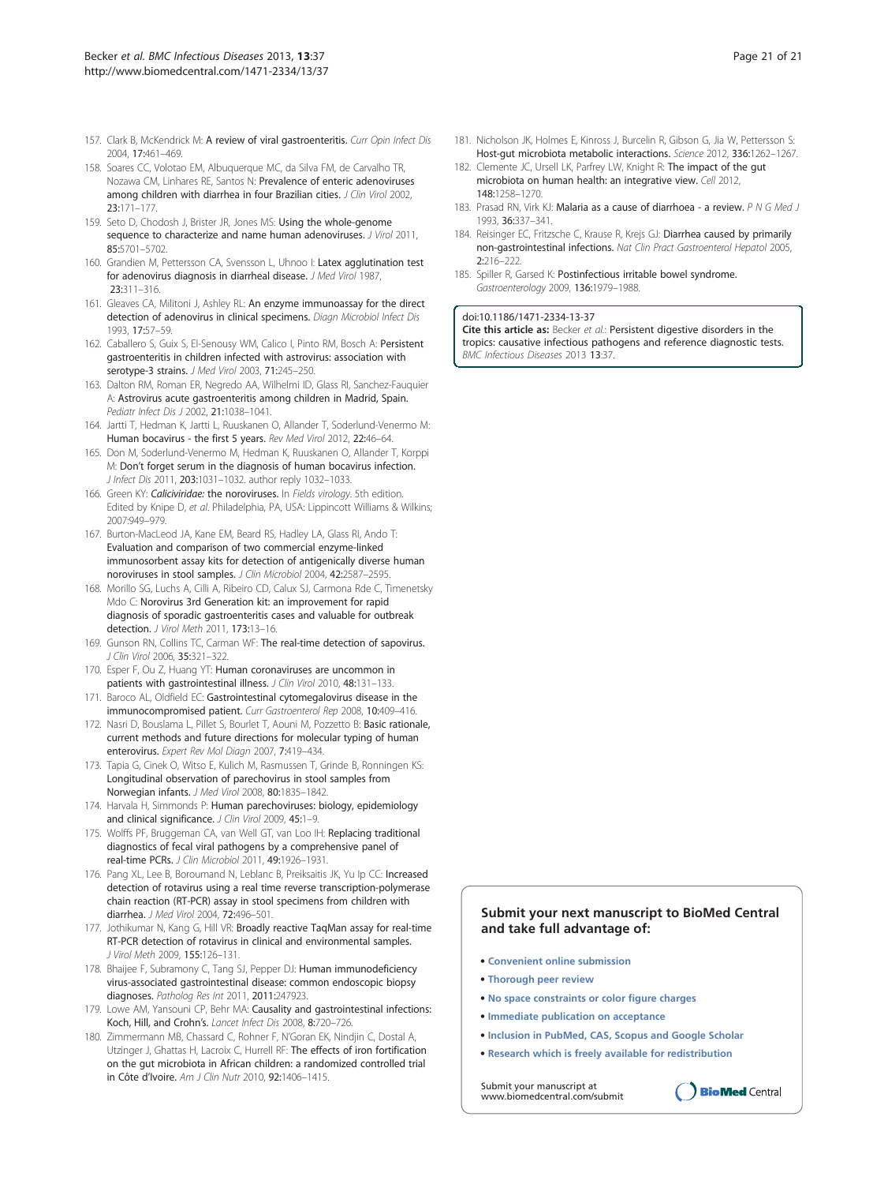157. Clark B, McKendrick M: A review of viral gastroenteritis. *Curr Opin Infect Dis* 2004, **17**:461–469.
158. Soares CC, Volotao EM, Albuquerque MC, da Silva FM, de Carvalho TR, Nozawa CM, Linhares RE, Santos N: Prevalence of enteric adenoviruses among children with diarrhea in four Brazilian cities. *J Clin Virol* 2002, **23**:171–177.
159. Seto D, Chodosh J, Brister JR, Jones MS: Using the whole-genome sequence to characterize and name human adenoviruses. *J Virol* 2011, **85**:5701–5702.
160. Grandien M, Pettersson CA, Svensson L, Uhnoo I: Latex agglutination test for adenovirus diagnosis in diarrheal disease. *J Med Virol* 1987, **23**:311–316.
161. Gleaves CA, Militoni J, Ashley RL: An enzyme immunoassay for the direct detection of adenovirus in clinical specimens. *Diagn Microbiol Infect Dis* 1993, **17**:57–59.
162. Caballero S, Guix S, El-Senousy WM, Calico I, Pinto RM, Bosch A: Persistent gastroenteritis in children infected with astrovirus: association with serotype-3 strains. *J Med Virol* 2003, **71**:245–250.
163. Dalton RM, Roman ER, Negredo AA, Wilhelmi ID, Glass RI, Sanchez-Fauquier A: Astrovirus acute gastroenteritis among children in Madrid, Spain. *Pediatr Infect Dis J* 2002, **21**:1038–1041.
164. Jartti T, Hedman K, Jartti L, Ruuskanen O, Allander T, Soderlund-Venermo M: Human bocavirus - the first 5 years. *Rev Med Virol* 2012, **22**:46–64.
165. Don M, Soderlund-Venermo M, Hedman K, Ruuskanen O, Allander T, Korppi M: Don't forget serum in the diagnosis of human bocavirus infection. *J Infect Dis* 2011, **203**:1031–1032. author reply 1032–1033.
166. Green KY: *Caliciviridae:* the noroviruses. In *Fields virology*. 5th edition. Edited by Knipe D, *et al*. Philadelphia, PA, USA: Lippincott Williams & Wilkins; 2007:949–979.
167. Burton-MacLeod JA, Kane EM, Beard RS, Hadley LA, Glass RI, Ando T: Evaluation and comparison of two commercial enzyme-linked immunosorbent assay kits for detection of antigenically diverse human noroviruses in stool samples. *J Clin Microbiol* 2004, **42**:2587–2595.
168. Morillo SG, Luchs A, Cilli A, Ribeiro CD, Calux SJ, Carmona Rde C, Timenetsky Mdo C: Norovirus 3rd Generation kit: an improvement for rapid diagnosis of sporadic gastroenteritis cases and valuable for outbreak detection. *J Virol Meth* 2011, **173**:13–16.
169. Gunson RN, Collins TC, Carman WF: The real-time detection of sapovirus. *J Clin Virol* 2006, **35**:321–322.
170. Esper F, Ou Z, Huang YT: Human coronaviruses are uncommon in patients with gastrointestinal illness. *J Clin Virol* 2010, **48**:131–133.
171. Baroco AL, Oldfield EC: Gastrointestinal cytomegalovirus disease in the immunocompromised patient. *Curr Gastroenterol Rep* 2008, **10**:409–416.
172. Nasri D, Bouslama L, Pillet S, Bourlet T, Aouni M, Pozzetto B: Basic rationale, current methods and future directions for molecular typing of human enterovirus. *Expert Rev Mol Diagn* 2007, **7**:419–434.
173. Tapia G, Cinek O, Witso E, Kulich M, Rasmussen T, Grinde B, Ronningen KS: Longitudinal observation of parechovirus in stool samples from Norwegian infants. *J Med Virol* 2008, **80**:1835–1842.
174. Harvala H, Simmonds P: Human parechoviruses: biology, epidemiology and clinical significance. *J Clin Virol* 2009, **45**:1–9.
175. Wolffs PF, Bruggeman CA, van Well GT, van Loo IH: Replacing traditional diagnostics of fecal viral pathogens by a comprehensive panel of real-time PCRs. *J Clin Microbiol* 2011, **49**:1926–1931.
176. Pang XL, Lee B, Boroumand N, Leblanc B, Preiksaitis JK, Yu Ip CC: Increased detection of rotavirus using a real time reverse transcription-polymerase chain reaction (RT-PCR) assay in stool specimens from children with diarrhea. *J Med Virol* 2004, **72**:496–501.
177. Jothikumar N, Kang G, Hill VR: Broadly reactive TaqMan assay for real-time RT-PCR detection of rotavirus in clinical and environmental samples. *J Virol Meth* 2009, **155**:126–131.
178. Bhaijee F, Subramony C, Tang SJ, Pepper DJ: Human immunodeficiency virus-associated gastrointestinal disease: common endoscopic biopsy diagnoses. *Patholog Res Int* 2011, **2011**:247923.
179. Lowe AM, Yansouni CP, Behr MA: Causality and gastrointestinal infections: Koch, Hill, and Crohn's. *Lancet Infect Dis* 2008, **8**:720–726.
180. Zimmermann MB, Chassard C, Rohner F, N'Goran EK, Nindjin C, Dostal A, Utzinger J, Ghattas H, Lacroix C, Hurrell RF: The effects of iron fortification on the gut microbiota in African children: a randomized controlled trial in Côte d'Ivoire. *Am J Clin Nutr* 2010, **92**:1406–1415.
181. Nicholson JK, Holmes E, Kinross J, Burcelin R, Gibson G, Jia W, Pettersson S: Host-gut microbiota metabolic interactions. *Science* 2012, **336**:1262–1267.
182. Clemente JC, Ursell LK, Parfrey LW, Knight R: The impact of the gut microbiota on human health: an integrative view. *Cell* 2012, **148**:1258–1270.
183. Prasad RN, Virk KJ: Malaria as a cause of diarrhoea - a review. *P N G Med J* 1993, **36**:337–341.
184. Reisinger EC, Fritzsche C, Krause R, Krejs GJ: Diarrhea caused by primarily non-gastrointestinal infections. *Nat Clin Pract Gastroenterol Hepatol* 2005, **2**:216–222.
185. Spiller R, Garsed K: Postinfectious irritable bowel syndrome. *Gastroenterology* 2009, **136**:1979–1988.

doi:10.1186/1471-2334-13-37

**Cite this article as:** Becker *et al.*: Persistent digestive disorders in the tropics: causative infectious pathogens and reference diagnostic tests. *BMC Infectious Diseases* 2013 **13**:37.

**Submit your next manuscript to BioMed Central and take full advantage of:**

- **Convenient online submission**
- **Thorough peer review**
- **No space constraints or color figure charges**
- **Immediate publication on acceptance**
- **Inclusion in PubMed, CAS, Scopus and Google Scholar**
- **Research which is freely available for redistribution**

Submit your manuscript at
www.biomedcentral.com/submit

BioMed Central